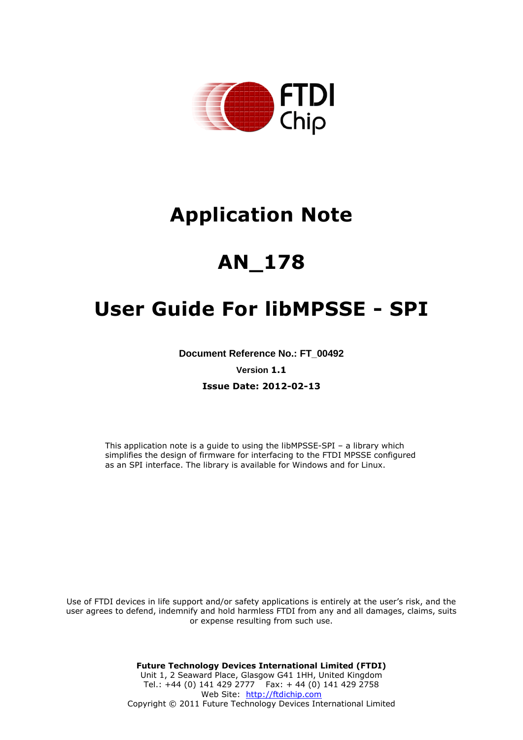# Application Note

# AN_178

# User Guide For libMPSSE - SPI

**Document Reference No.: FT_00492**

**Version 1.1**

**Issue Date: 2012-02-13**

This application note is a guide to using the libMPSSE-SPI – a library which simplifies the design of firmware for interfacing to the FTDI MPSSE configured as an SPI interface. The library is available for Windows and for Linux.

Use of FTDI devices in life support and/or safety applications is entirely at the user's risk, and the user agrees to defend, indemnify and hold harmless FTDI from any and all damages, claims, suits or expense resulting from such use.

**Future Technology Devices International Limited (FTDI)**
Unit 1, 2 Seaward Place, Glasgow G41 1HH, United Kingdom
Tel.: +44 (0) 141 429 2777 Fax: + 44 (0) 141 429 2758
Web Site: http://ftdichip.com
Copyright © 2011 Future Technology Devices International Limited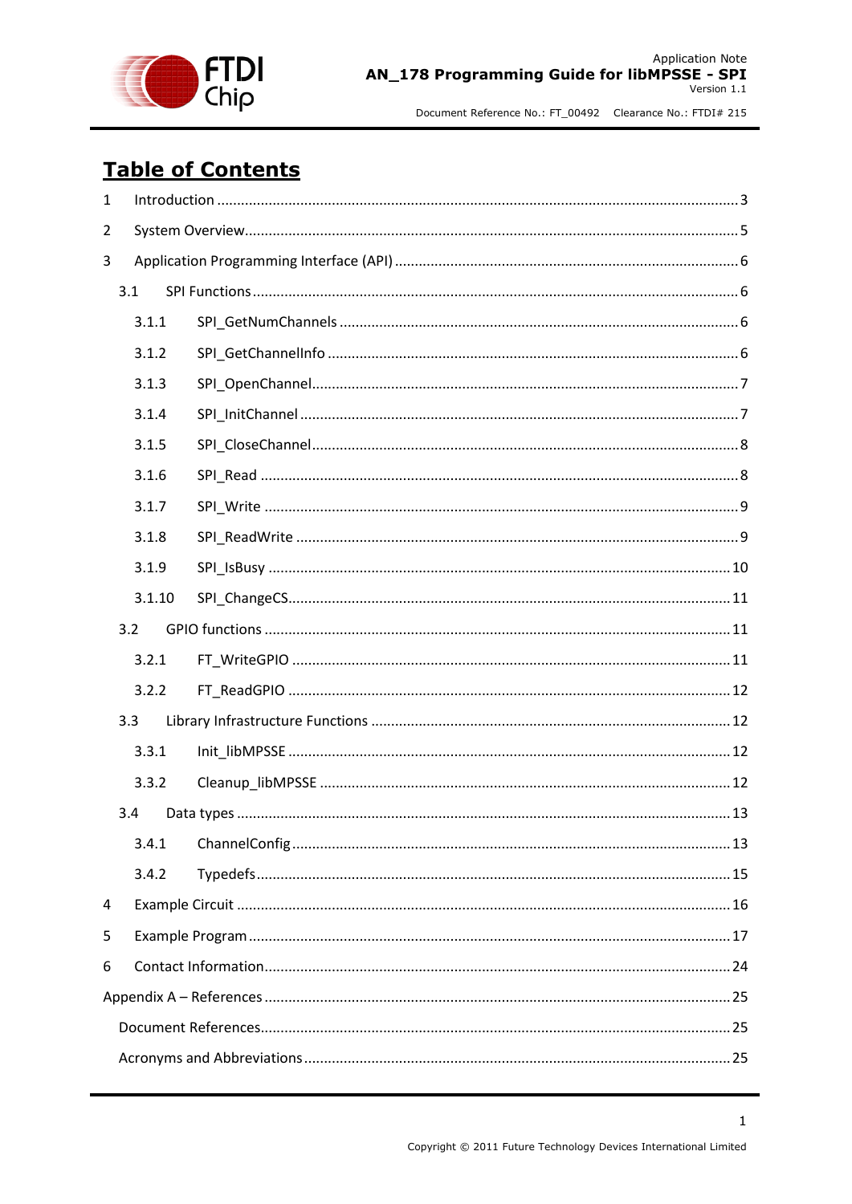# Table of Contents

1 Introduction .......... 3

2 System Overview .......... 5

3 Application Programming Interface (API) .......... 6

3.1 SPI Functions .......... 6

3.1.1 SPI_GetNumChannels .......... 6

3.1.2 SPI_GetChannelInfo .......... 6

3.1.3 SPI_OpenChannel .......... 7

3.1.4 SPI_InitChannel .......... 7

3.1.5 SPI_CloseChannel .......... 8

3.1.6 SPI_Read .......... 8

3.1.7 SPI_Write .......... 9

3.1.8 SPI_ReadWrite .......... 9

3.1.9 SPI_IsBusy .......... 10

3.1.10 SPI_ChangeCS .......... 11

3.2 GPIO functions .......... 11

3.2.1 FT_WriteGPIO .......... 11

3.2.2 FT_ReadGPIO .......... 12

3.3 Library Infrastructure Functions .......... 12

3.3.1 Init_libMPSSE .......... 12

3.3.2 Cleanup_libMPSSE .......... 12

3.4 Data types .......... 13

3.4.1 ChannelConfig .......... 13

3.4.2 Typedefs .......... 15

4 Example Circuit .......... 16

5 Example Program .......... 17

6 Contact Information .......... 24

Appendix A – References .......... 25

Document References .......... 25

Acronyms and Abbreviations .......... 25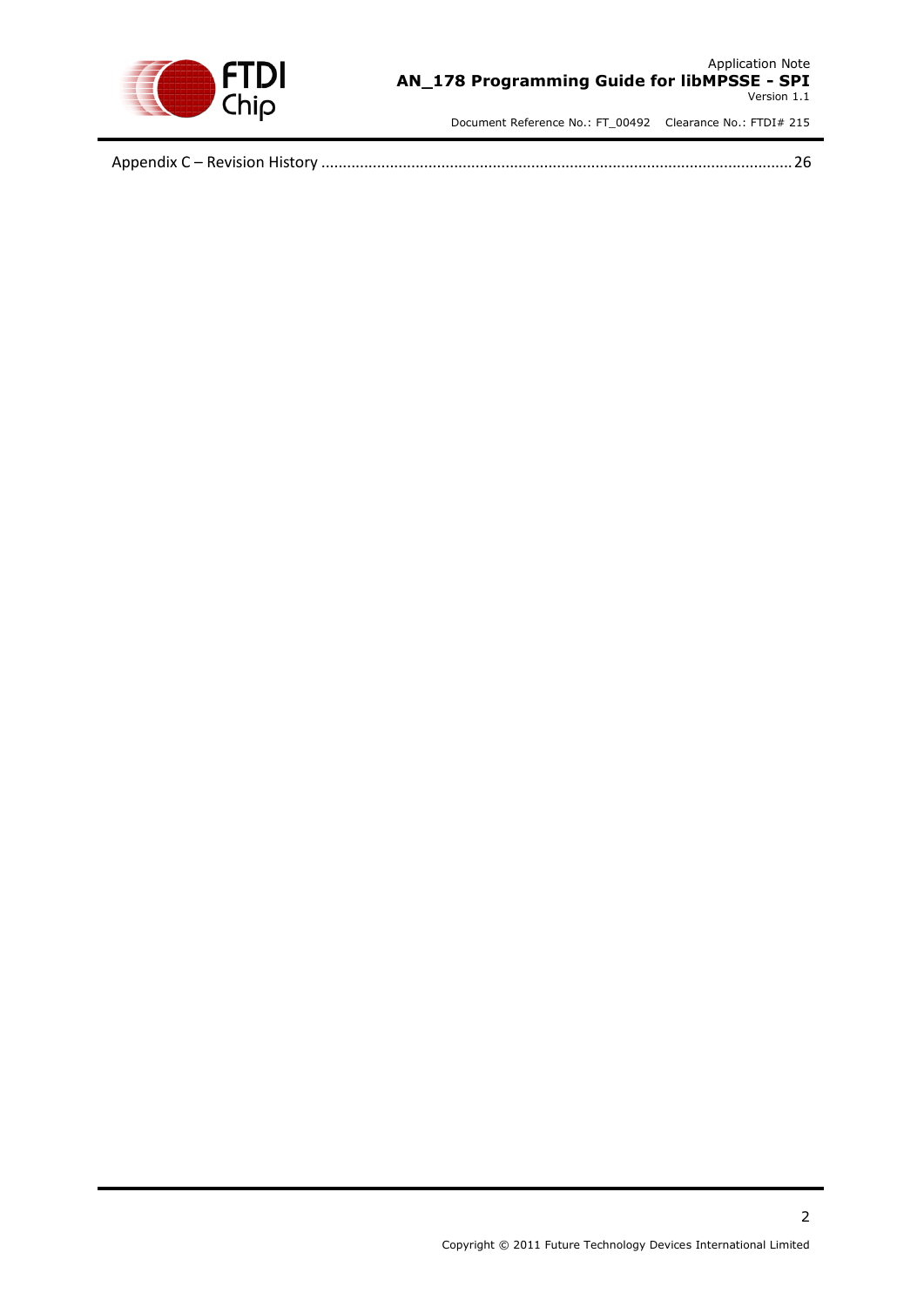Appendix C – Revision History ............................................................................................................. 26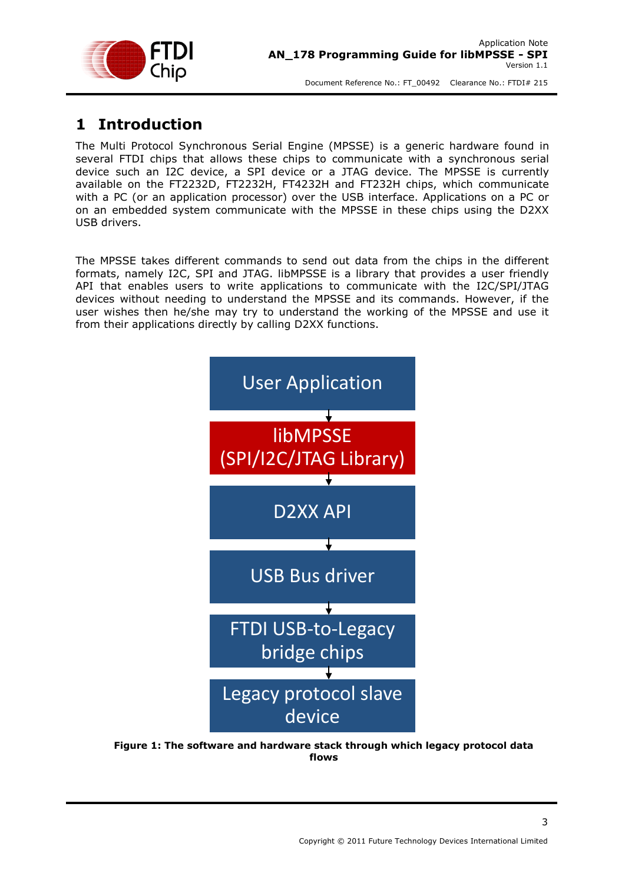# 1 Introduction

The Multi Protocol Synchronous Serial Engine (MPSSE) is a generic hardware found in several FTDI chips that allows these chips to communicate with a synchronous serial device such an I2C device, a SPI device or a JTAG device. The MPSSE is currently available on the FT2232D, FT2232H, FT4232H and FT232H chips, which communicate with a PC (or an application processor) over the USB interface. Applications on a PC or on an embedded system communicate with the MPSSE in these chips using the D2XX USB drivers.

The MPSSE takes different commands to send out data from the chips in the different formats, namely I2C, SPI and JTAG. libMPSSE is a library that provides a user friendly API that enables users to write applications to communicate with the I2C/SPI/JTAG devices without needing to understand the MPSSE and its commands. However, if the user wishes then he/she may try to understand the working of the MPSSE and use it from their applications directly by calling D2XX functions.

User Application

↓

libMPSSE (SPI/I2C/JTAG Library)

↓

D2XX API

↓

USB Bus driver

↓

FTDI USB-to-Legacy bridge chips

↓

Legacy protocol slave device

**Figure 1: The software and hardware stack through which legacy protocol data flows**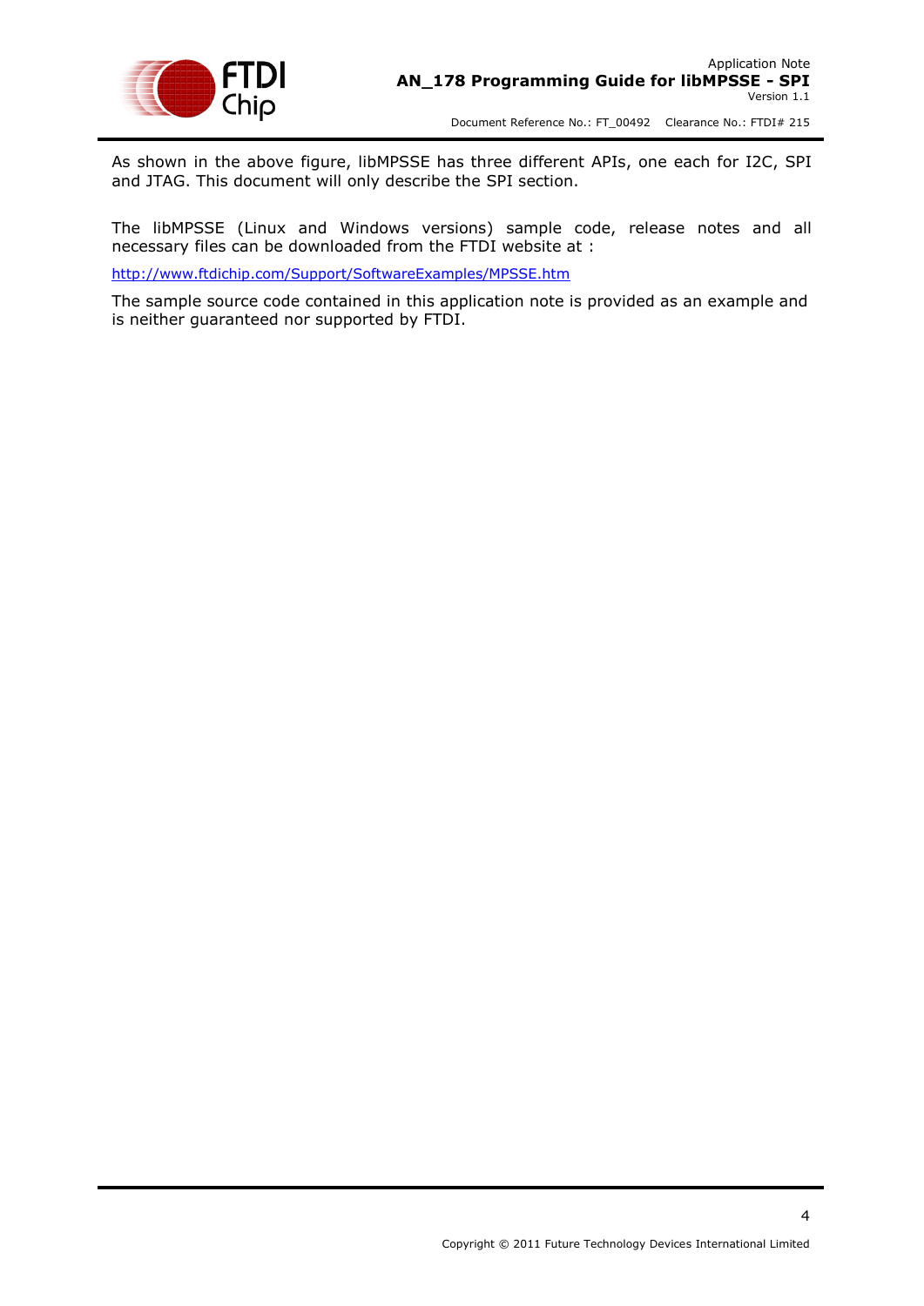As shown in the above figure, libMPSSE has three different APIs, one each for I2C, SPI and JTAG. This document will only describe the SPI section.

The libMPSSE (Linux and Windows versions) sample code, release notes and all necessary files can be downloaded from the FTDI website at :

[http://www.ftdichip.com/Support/SoftwareExamples/MPSSE.htm](http://www.ftdichip.com/Support/SoftwareExamples/MPSSE.htm)

The sample source code contained in this application note is provided as an example and is neither guaranteed nor supported by FTDI.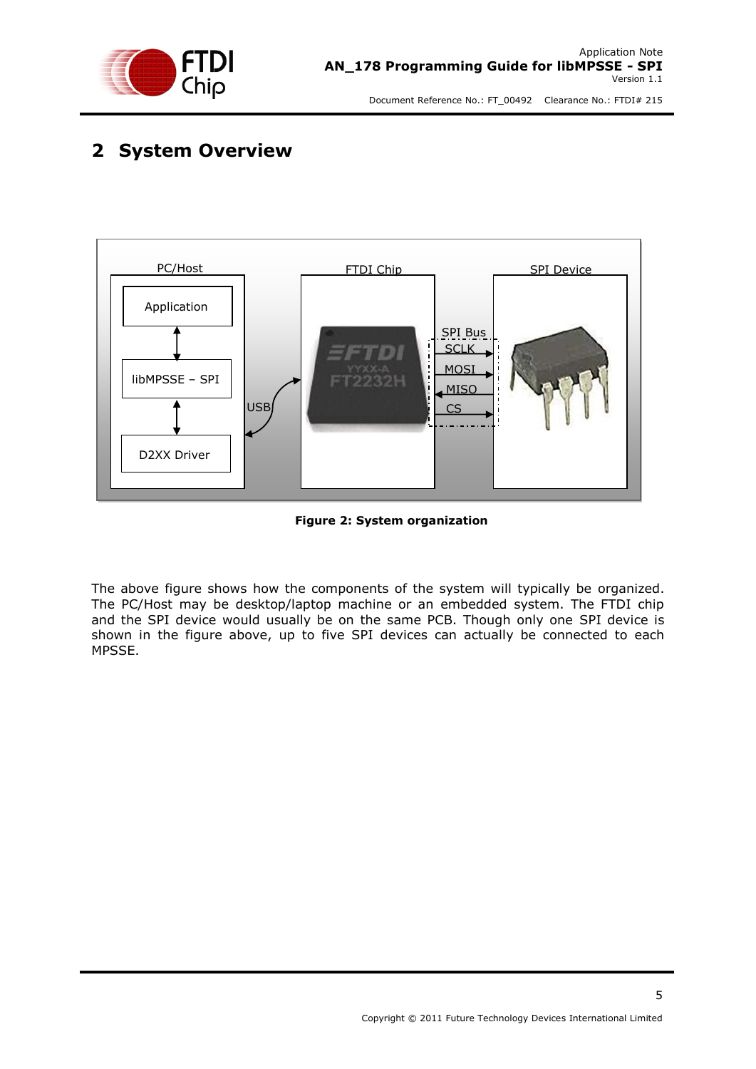# 2 System Overview

Figure 2: System organization

The above figure shows how the components of the system will typically be organized. The PC/Host may be desktop/laptop machine or an embedded system. The FTDI chip and the SPI device would usually be on the same PCB. Though only one SPI device is shown in the figure above, up to five SPI devices can actually be connected to each MPSSE.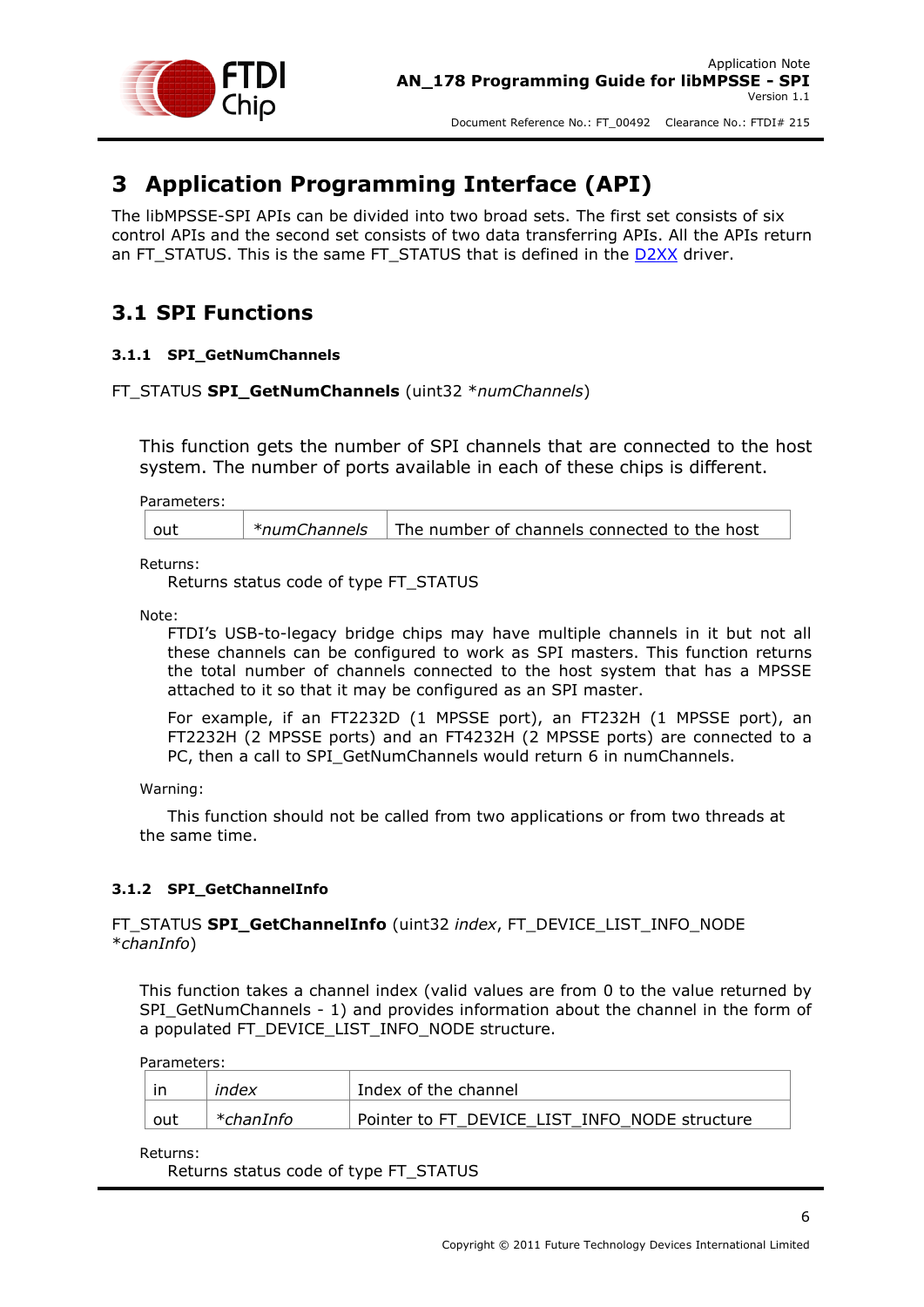# 3 Application Programming Interface (API)

The libMPSSE-SPI APIs can be divided into two broad sets. The first set consists of six control APIs and the second set consists of two data transferring APIs. All the APIs return an FT_STATUS. This is the same FT_STATUS that is defined in the D2XX driver.

## 3.1 SPI Functions

### 3.1.1 SPI_GetNumChannels

FT_STATUS **SPI_GetNumChannels** (uint32 **numChannels*)

This function gets the number of SPI channels that are connected to the host system. The number of ports available in each of these chips is different.

Parameters:

| | | |
|---|---|---|
| out | **numChannels* | The number of channels connected to the host |

Returns:

Returns status code of type FT_STATUS

Note:

FTDI's USB-to-legacy bridge chips may have multiple channels in it but not all these channels can be configured to work as SPI masters. This function returns the total number of channels connected to the host system that has a MPSSE attached to it so that it may be configured as an SPI master.

For example, if an FT2232D (1 MPSSE port), an FT232H (1 MPSSE port), an FT2232H (2 MPSSE ports) and an FT4232H (2 MPSSE ports) are connected to a PC, then a call to SPI_GetNumChannels would return 6 in numChannels.

Warning:

This function should not be called from two applications or from two threads at the same time.

### 3.1.2 SPI_GetChannelInfo

FT_STATUS **SPI_GetChannelInfo** (uint32 *index*, FT_DEVICE_LIST_INFO_NODE **chanInfo*)

This function takes a channel index (valid values are from 0 to the value returned by SPI_GetNumChannels - 1) and provides information about the channel in the form of a populated FT_DEVICE_LIST_INFO_NODE structure.

Parameters:

| | | |
|---|---|---|
| in | *index* | Index of the channel |
| out | **chanInfo* | Pointer to FT_DEVICE_LIST_INFO_NODE structure |

Returns:

Returns status code of type FT_STATUS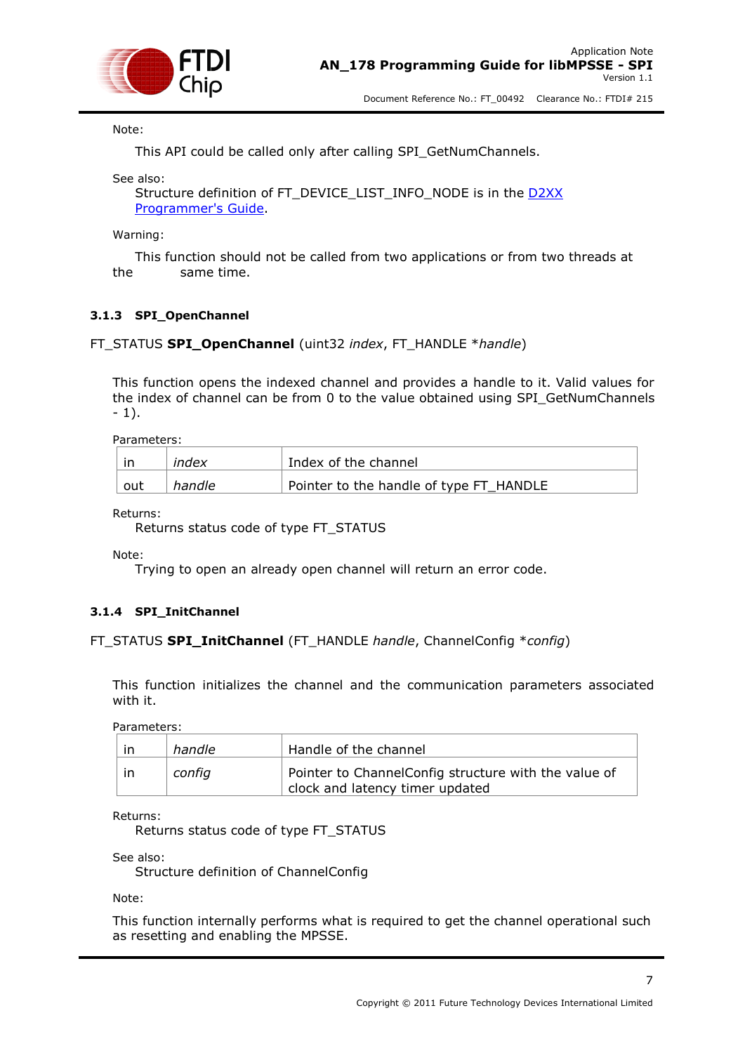Note:

This API could be called only after calling SPI_GetNumChannels.

See also:

Structure definition of FT_DEVICE_LIST_INFO_NODE is in the [D2XX Programmer's Guide](#).

Warning:

This function should not be called from two applications or from two threads at the same time.

### 3.1.3 SPI_OpenChannel

FT_STATUS **SPI_OpenChannel** (uint32 *index*, FT_HANDLE **handle*)

This function opens the indexed channel and provides a handle to it. Valid values for the index of channel can be from 0 to the value obtained using SPI_GetNumChannels - 1).

Parameters:

| | | |
|---|---|---|
| in | *index* | Index of the channel |
| out | *handle* | Pointer to the handle of type FT_HANDLE |

Returns:

Returns status code of type FT_STATUS

Note:

Trying to open an already open channel will return an error code.

### 3.1.4 SPI_InitChannel

FT_STATUS **SPI_InitChannel** (FT_HANDLE *handle*, ChannelConfig **config*)

This function initializes the channel and the communication parameters associated with it.

Parameters:

| | | |
|---|---|---|
| in | *handle* | Handle of the channel |
| in | *config* | Pointer to ChannelConfig structure with the value of clock and latency timer updated |

Returns:

Returns status code of type FT_STATUS

See also:

Structure definition of ChannelConfig

Note:

This function internally performs what is required to get the channel operational such as resetting and enabling the MPSSE.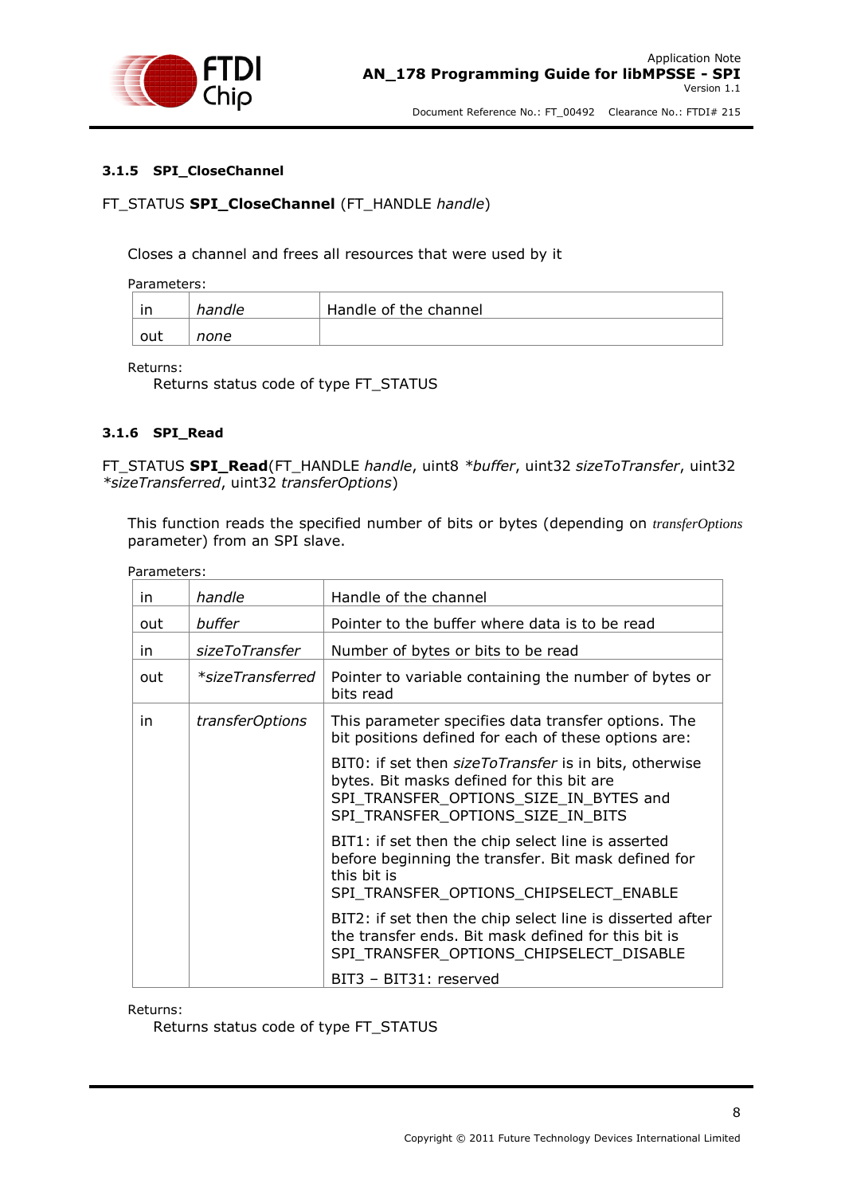### 3.1.5 SPI_CloseChannel

FT_STATUS **SPI_CloseChannel** (FT_HANDLE *handle*)

Closes a channel and frees all resources that were used by it

Parameters:

| | | |
|---|---|---|
| in | *handle* | Handle of the channel |
| out | *none* | |

Returns:

Returns status code of type FT_STATUS

### 3.1.6 SPI_Read

FT_STATUS **SPI_Read**(FT_HANDLE *handle*, uint8 *\*buffer*, uint32 *sizeToTransfer*, uint32 *\*sizeTransferred*, uint32 *transferOptions*)

This function reads the specified number of bits or bytes (depending on *transferOptions* parameter) from an SPI slave.

Parameters:

| | | |
|---|---|---|
| in | *handle* | Handle of the channel |
| out | *buffer* | Pointer to the buffer where data is to be read |
| in | *sizeToTransfer* | Number of bytes or bits to be read |
| out | *\*sizeTransferred* | Pointer to variable containing the number of bytes or bits read |
| in | *transferOptions* | This parameter specifies data transfer options. The bit positions defined for each of these options are:<br><br>BIT0: if set then *sizeToTransfer* is in bits, otherwise bytes. Bit masks defined for this bit are SPI_TRANSFER_OPTIONS_SIZE_IN_BYTES and SPI_TRANSFER_OPTIONS_SIZE_IN_BITS<br><br>BIT1: if set then the chip select line is asserted before beginning the transfer. Bit mask defined for this bit is SPI_TRANSFER_OPTIONS_CHIPSELECT_ENABLE<br><br>BIT2: if set then the chip select line is disserted after the transfer ends. Bit mask defined for this bit is SPI_TRANSFER_OPTIONS_CHIPSELECT_DISABLE<br><br>BIT3 – BIT31: reserved |

Returns:

Returns status code of type FT_STATUS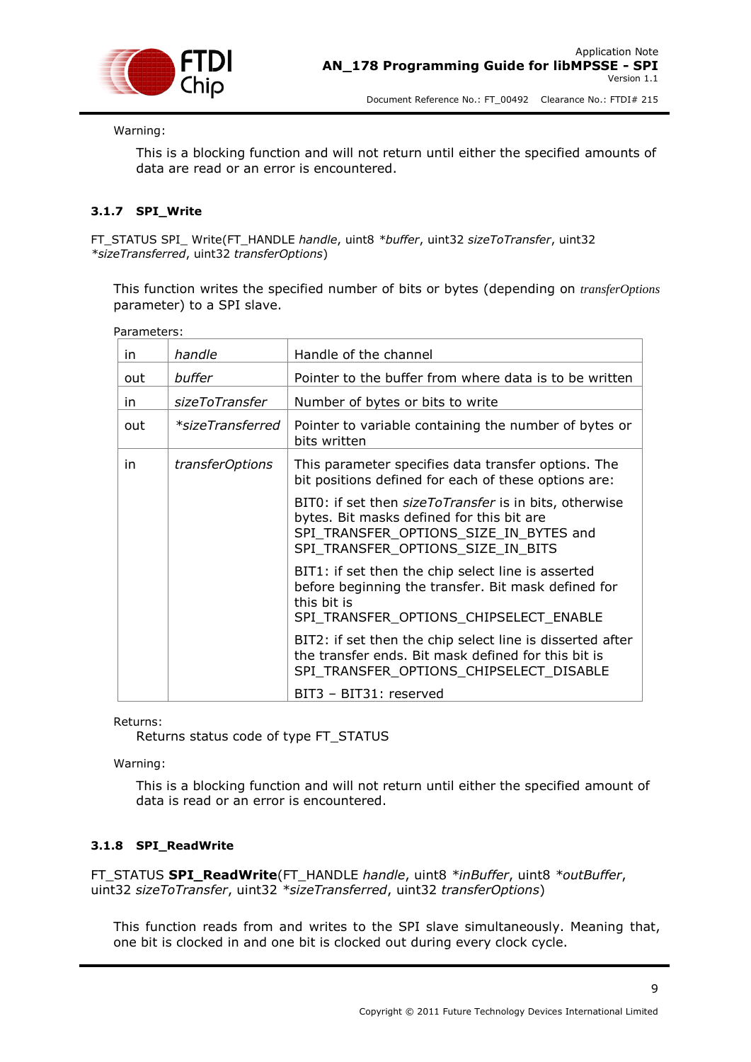Warning:

This is a blocking function and will not return until either the specified amounts of data are read or an error is encountered.

### 3.1.7 SPI_Write

FT_STATUS SPI_ Write(FT_HANDLE *handle*, uint8 **buffer*, uint32 *sizeToTransfer*, uint32 **sizeTransferred*, uint32 *transferOptions*)

This function writes the specified number of bits or bytes (depending on *transferOptions* parameter) to a SPI slave.

Parameters:

| | | |
|---|---|---|
| in | *handle* | Handle of the channel |
| out | *buffer* | Pointer to the buffer from where data is to be written |
| in | *sizeToTransfer* | Number of bytes or bits to write |
| out | **sizeTransferred* | Pointer to variable containing the number of bytes or bits written |
| in | *transferOptions* | This parameter specifies data transfer options. The bit positions defined for each of these options are:<br><br>BIT0: if set then *sizeToTransfer* is in bits, otherwise bytes. Bit masks defined for this bit are SPI_TRANSFER_OPTIONS_SIZE_IN_BYTES and SPI_TRANSFER_OPTIONS_SIZE_IN_BITS<br><br>BIT1: if set then the chip select line is asserted before beginning the transfer. Bit mask defined for this bit is SPI_TRANSFER_OPTIONS_CHIPSELECT_ENABLE<br><br>BIT2: if set then the chip select line is disserted after the transfer ends. Bit mask defined for this bit is SPI_TRANSFER_OPTIONS_CHIPSELECT_DISABLE<br><br>BIT3 – BIT31: reserved |

Returns:

Returns status code of type FT_STATUS

Warning:

This is a blocking function and will not return until either the specified amount of data is read or an error is encountered.

### 3.1.8 SPI_ReadWrite

FT_STATUS **SPI_ReadWrite**(FT_HANDLE *handle*, uint8 **inBuffer*, uint8 **outBuffer*, uint32 *sizeToTransfer*, uint32 **sizeTransferred*, uint32 *transferOptions*)

This function reads from and writes to the SPI slave simultaneously. Meaning that, one bit is clocked in and one bit is clocked out during every clock cycle.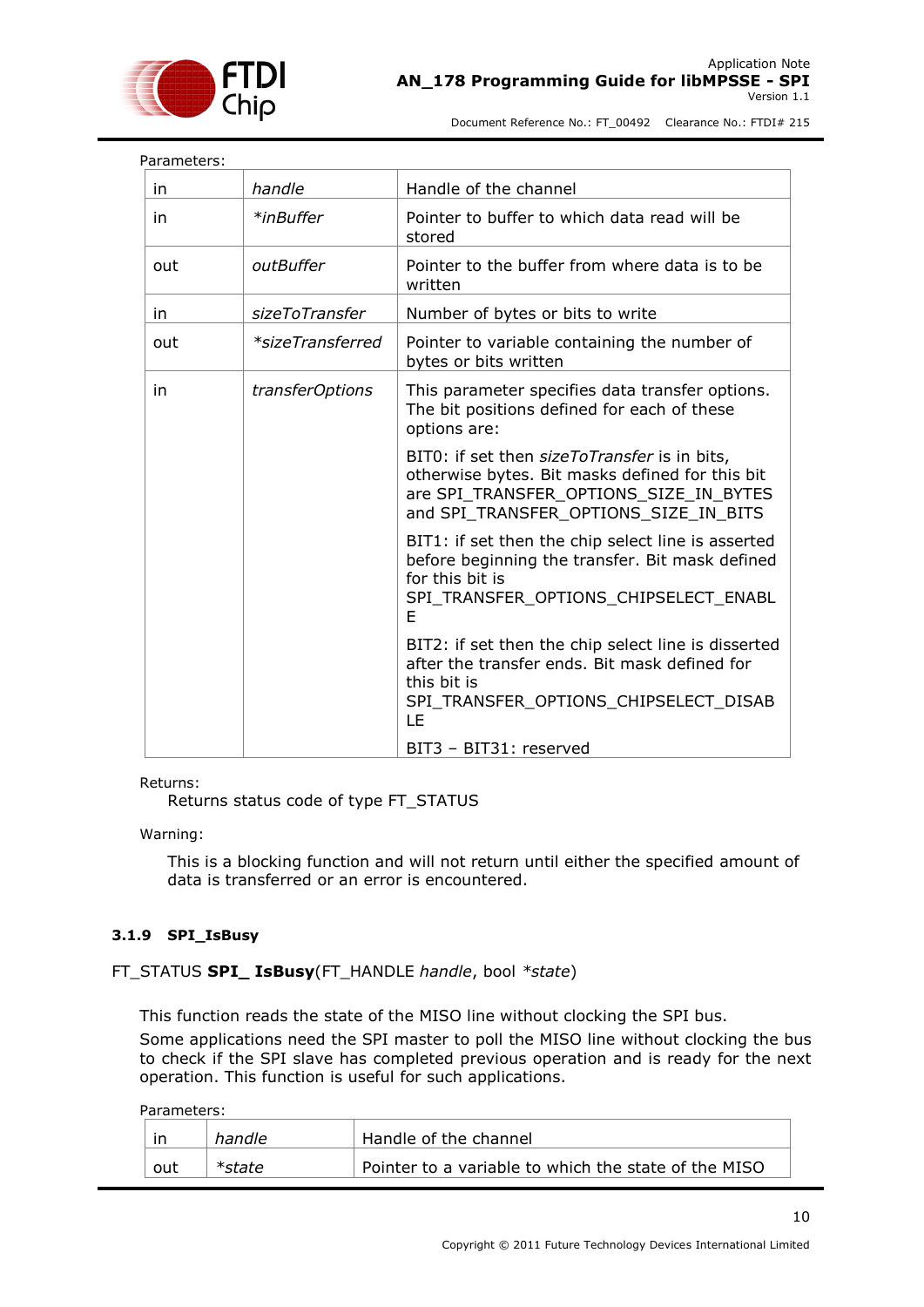Parameters:

| | | |
|---|---|---|
| in | *handle* | Handle of the channel |
| in | *\*inBuffer* | Pointer to buffer to which data read will be stored |
| out | *outBuffer* | Pointer to the buffer from where data is to be written |
| in | *sizeToTransfer* | Number of bytes or bits to write |
| out | *\*sizeTransferred* | Pointer to variable containing the number of bytes or bits written |
| in | *transferOptions* | This parameter specifies data transfer options. The bit positions defined for each of these options are:<br><br>BIT0: if set then *sizeToTransfer* is in bits, otherwise bytes. Bit masks defined for this bit are SPI_TRANSFER_OPTIONS_SIZE_IN_BYTES and SPI_TRANSFER_OPTIONS_SIZE_IN_BITS<br><br>BIT1: if set then the chip select line is asserted before beginning the transfer. Bit mask defined for this bit is SPI_TRANSFER_OPTIONS_CHIPSELECT_ENABLE<br><br>BIT2: if set then the chip select line is disserted after the transfer ends. Bit mask defined for this bit is SPI_TRANSFER_OPTIONS_CHIPSELECT_DISABLE<br><br>BIT3 – BIT31: reserved |

Returns:

Returns status code of type FT_STATUS

Warning:

This is a blocking function and will not return until either the specified amount of data is transferred or an error is encountered.

### 3.1.9 SPI_IsBusy

FT_STATUS **SPI_ IsBusy**(FT_HANDLE *handle*, bool *\*state*)

This function reads the state of the MISO line without clocking the SPI bus.

Some applications need the SPI master to poll the MISO line without clocking the bus to check if the SPI slave has completed previous operation and is ready for the next operation. This function is useful for such applications.

Parameters:

| | | |
|---|---|---|
| in | *handle* | Handle of the channel |
| out | *\*state* | Pointer to a variable to which the state of the MISO |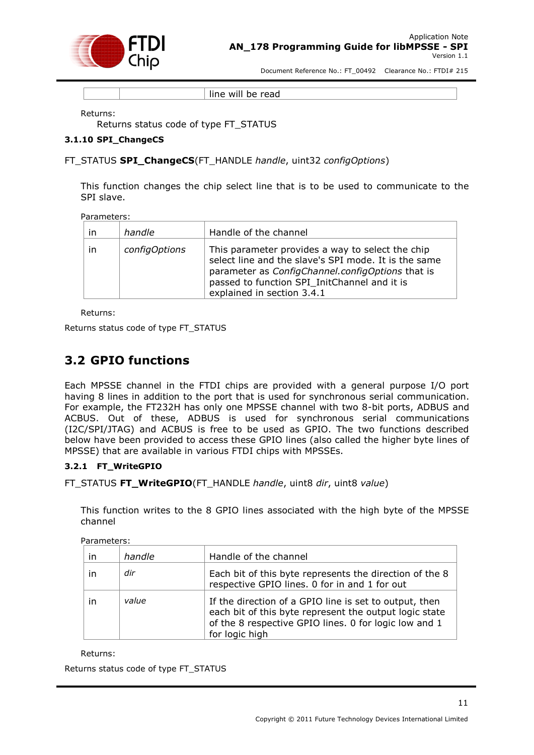|  |  | line will be read |
|---|---|---|

Returns:

Returns status code of type FT_STATUS

### 3.1.10 SPI_ChangeCS

FT_STATUS **SPI_ChangeCS**(FT_HANDLE *handle*, uint32 *configOptions*)

This function changes the chip select line that is to be used to communicate to the SPI slave.

Parameters:

| in | *handle* | Handle of the channel |
|---|---|---|
| in | *configOptions* | This parameter provides a way to select the chip select line and the slave's SPI mode. It is the same parameter as *ConfigChannel.configOptions* that is passed to function SPI_InitChannel and it is explained in section 3.4.1 |

Returns:

Returns status code of type FT_STATUS

## 3.2 GPIO functions

Each MPSSE channel in the FTDI chips are provided with a general purpose I/O port having 8 lines in addition to the port that is used for synchronous serial communication. For example, the FT232H has only one MPSSE channel with two 8-bit ports, ADBUS and ACBUS. Out of these, ADBUS is used for synchronous serial communications (I2C/SPI/JTAG) and ACBUS is free to be used as GPIO. The two functions described below have been provided to access these GPIO lines (also called the higher byte lines of MPSSE) that are available in various FTDI chips with MPSSEs.

### 3.2.1 FT_WriteGPIO

FT_STATUS **FT_WriteGPIO**(FT_HANDLE *handle*, uint8 *dir*, uint8 *value*)

This function writes to the 8 GPIO lines associated with the high byte of the MPSSE channel

Parameters:

| in | *handle* | Handle of the channel |
|---|---|---|
| in | *dir* | Each bit of this byte represents the direction of the 8 respective GPIO lines. 0 for in and 1 for out |
| in | *value* | If the direction of a GPIO line is set to output, then each bit of this byte represent the output logic state of the 8 respective GPIO lines. 0 for logic low and 1 for logic high |

Returns:

Returns status code of type FT_STATUS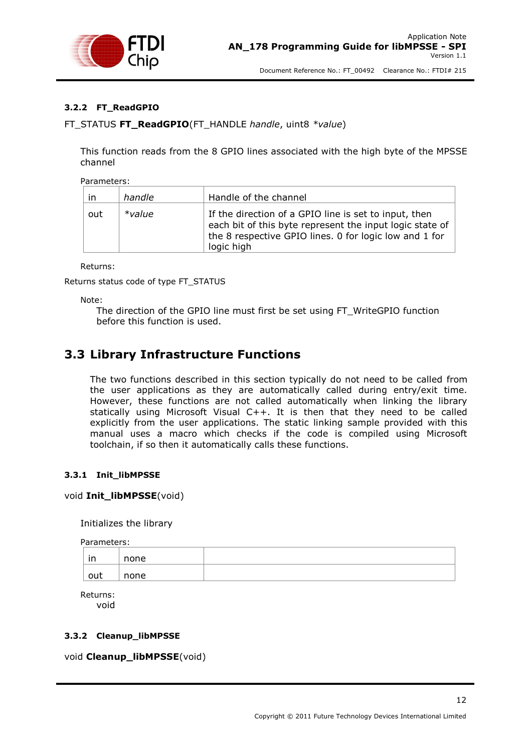### 3.2.2 FT_ReadGPIO

FT_STATUS **FT_ReadGPIO**(FT_HANDLE *handle*, uint8 **value*)

This function reads from the 8 GPIO lines associated with the high byte of the MPSSE channel

Parameters:

| | | |
|---|---|---|
| in | *handle* | Handle of the channel |
| out | **value* | If the direction of a GPIO line is set to input, then each bit of this byte represent the input logic state of the 8 respective GPIO lines. 0 for logic low and 1 for logic high |

Returns:

Returns status code of type FT_STATUS

Note:

The direction of the GPIO line must first be set using FT_WriteGPIO function before this function is used.

## 3.3 Library Infrastructure Functions

The two functions described in this section typically do not need to be called from the user applications as they are automatically called during entry/exit time. However, these functions are not called automatically when linking the library statically using Microsoft Visual C++. It is then that they need to be called explicitly from the user applications. The static linking sample provided with this manual uses a macro which checks if the code is compiled using Microsoft toolchain, if so then it automatically calls these functions.

### 3.3.1 Init_libMPSSE

void **Init_libMPSSE**(void)

Initializes the library

Parameters:

| | | |
|---|---|---|
| in | none | |
| out | none | |

Returns:

void

### 3.3.2 Cleanup_libMPSSE

void **Cleanup_libMPSSE**(void)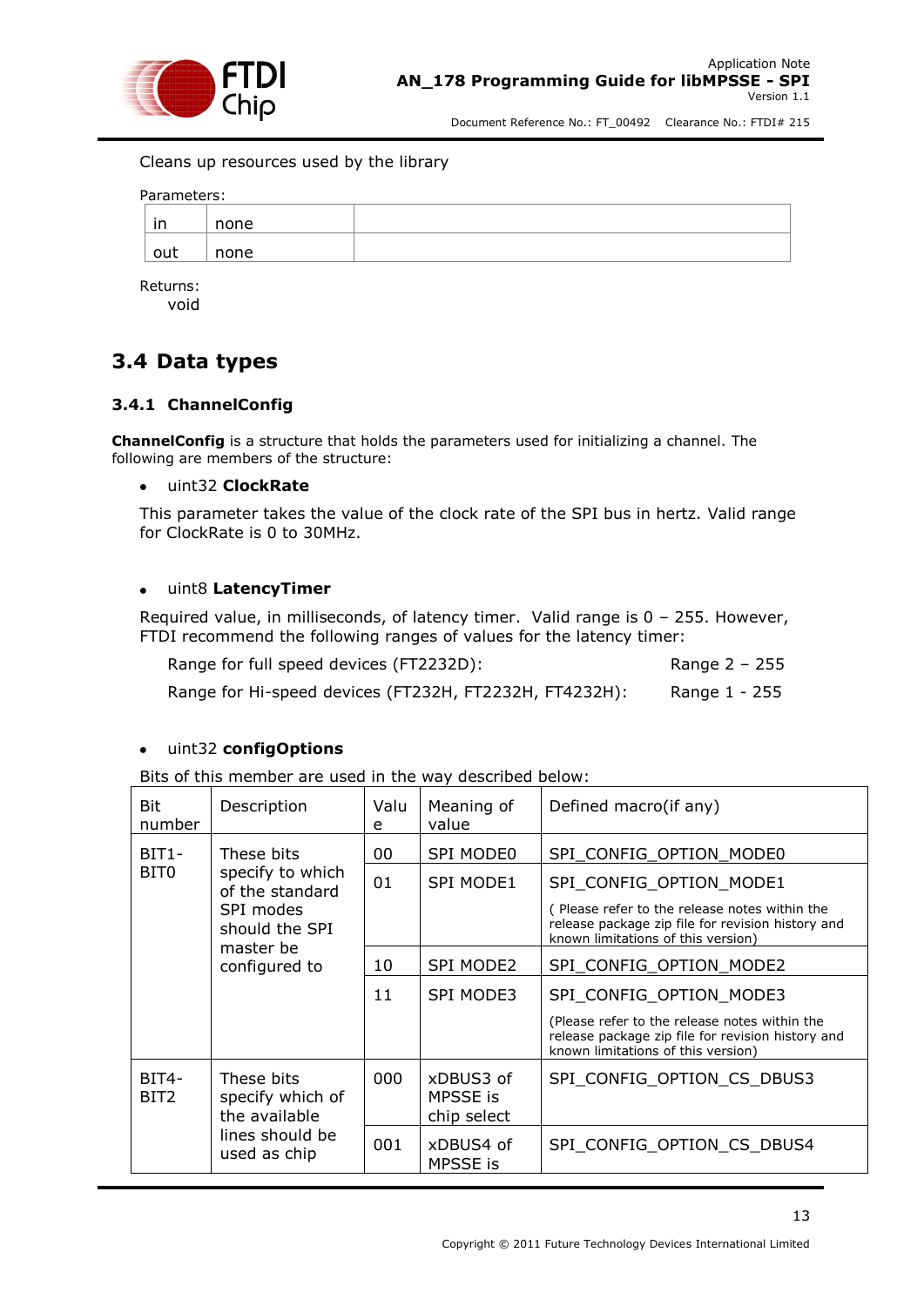Cleans up resources used by the library

Parameters:

| | | |
|---|---|---|
| in | none | |
| out | none | |

Returns:
void

## 3.4 Data types

### 3.4.1 ChannelConfig

**ChannelConfig** is a structure that holds the parameters used for initializing a channel. The following are members of the structure:

- uint32 **ClockRate**

This parameter takes the value of the clock rate of the SPI bus in hertz. Valid range for ClockRate is 0 to 30MHz.

- uint8 **LatencyTimer**

Required value, in milliseconds, of latency timer. Valid range is 0 – 255. However, FTDI recommend the following ranges of values for the latency timer:

Range for full speed devices (FT2232D): Range 2 – 255

Range for Hi-speed devices (FT232H, FT2232H, FT4232H): Range 1 - 255

- uint32 **configOptions**

Bits of this member are used in the way described below:

| Bit number | Description | Value | Meaning of value | Defined macro(if any) |
|---|---|---|---|---|
| BIT1-BIT0 | These bits specify to which of the standard SPI modes should the SPI master be configured to | 00 | SPI MODE0 | SPI_CONFIG_OPTION_MODE0 |
| | | 01 | SPI MODE1 | SPI_CONFIG_OPTION_MODE1<br>( Please refer to the release notes within the release package zip file for revision history and known limitations of this version) |
| | | 10 | SPI MODE2 | SPI_CONFIG_OPTION_MODE2 |
| | | 11 | SPI MODE3 | SPI_CONFIG_OPTION_MODE3<br>(Please refer to the release notes within the release package zip file for revision history and known limitations of this version) |
| BIT4-BIT2 | These bits specify which of the available lines should be used as chip | 000 | xDBUS3 of MPSSE is chip select | SPI_CONFIG_OPTION_CS_DBUS3 |
| | | 001 | xDBUS4 of MPSSE is | SPI_CONFIG_OPTION_CS_DBUS4 |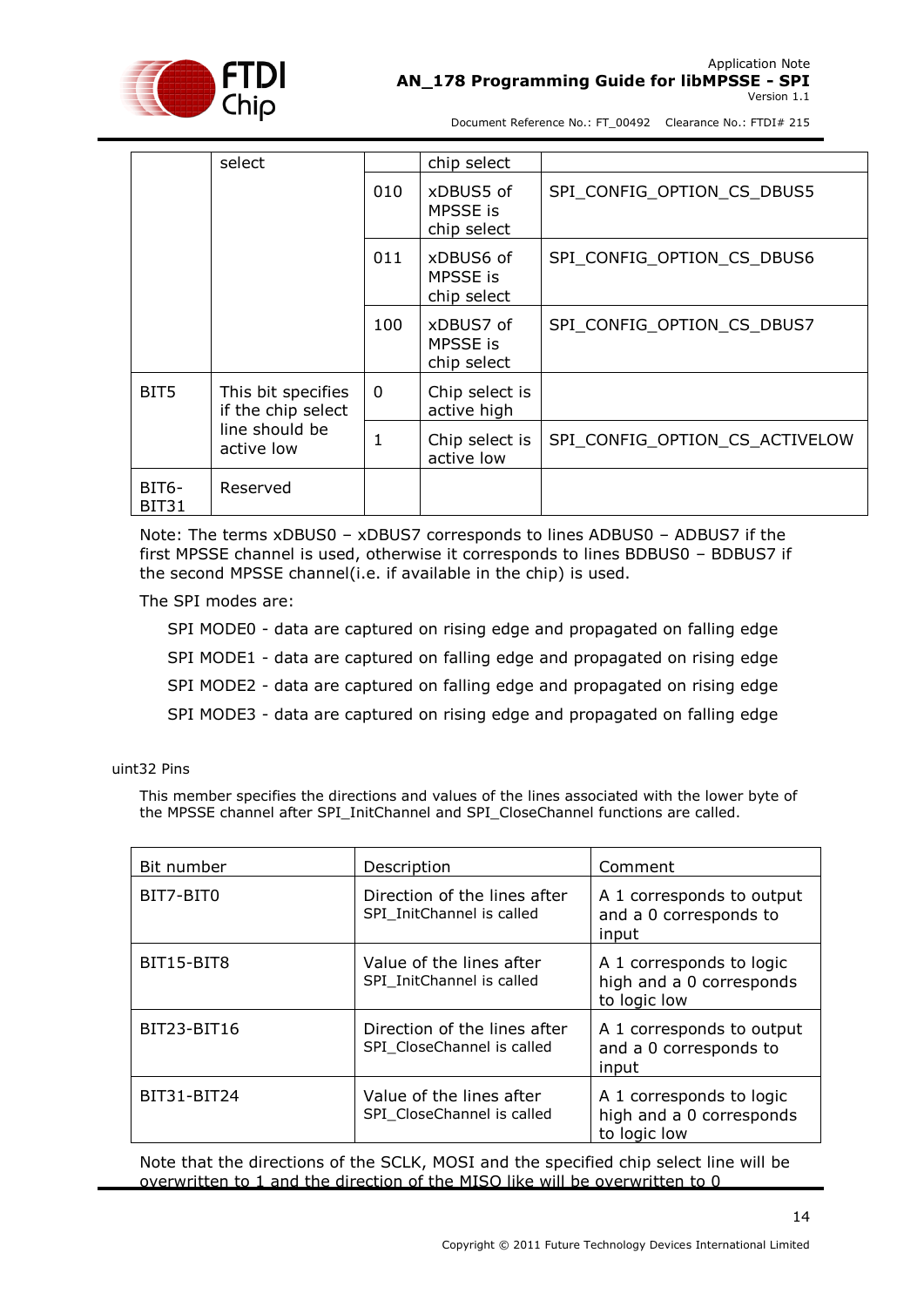| | | | | |
|---|---|---|---|---|
| | select | | chip select | |
| | | 010 | xDBUS5 of MPSSE is chip select | SPI_CONFIG_OPTION_CS_DBUS5 |
| | | 011 | xDBUS6 of MPSSE is chip select | SPI_CONFIG_OPTION_CS_DBUS6 |
| | | 100 | xDBUS7 of MPSSE is chip select | SPI_CONFIG_OPTION_CS_DBUS7 |
| BIT5 | This bit specifies if the chip select line should be active low | 0 | Chip select is active high | |
| | | 1 | Chip select is active low | SPI_CONFIG_OPTION_CS_ACTIVELOW |
| BIT6-BIT31 | Reserved | | | |

Note: The terms xDBUS0 – xDBUS7 corresponds to lines ADBUS0 – ADBUS7 if the first MPSSE channel is used, otherwise it corresponds to lines BDBUS0 – BDBUS7 if the second MPSSE channel(i.e. if available in the chip) is used.

The SPI modes are:

SPI MODE0 - data are captured on rising edge and propagated on falling edge

SPI MODE1 - data are captured on falling edge and propagated on rising edge

SPI MODE2 - data are captured on falling edge and propagated on rising edge

SPI MODE3 - data are captured on rising edge and propagated on falling edge

uint32 Pins

This member specifies the directions and values of the lines associated with the lower byte of the MPSSE channel after SPI_InitChannel and SPI_CloseChannel functions are called.

| Bit number | Description | Comment |
|---|---|---|
| BIT7-BIT0 | Direction of the lines after SPI_InitChannel is called | A 1 corresponds to output and a 0 corresponds to input |
| BIT15-BIT8 | Value of the lines after SPI_InitChannel is called | A 1 corresponds to logic high and a 0 corresponds to logic low |
| BIT23-BIT16 | Direction of the lines after SPI_CloseChannel is called | A 1 corresponds to output and a 0 corresponds to input |
| BIT31-BIT24 | Value of the lines after SPI_CloseChannel is called | A 1 corresponds to logic high and a 0 corresponds to logic low |

Note that the directions of the SCLK, MOSI and the specified chip select line will be overwritten to 1 and the direction of the MISO like will be overwritten to 0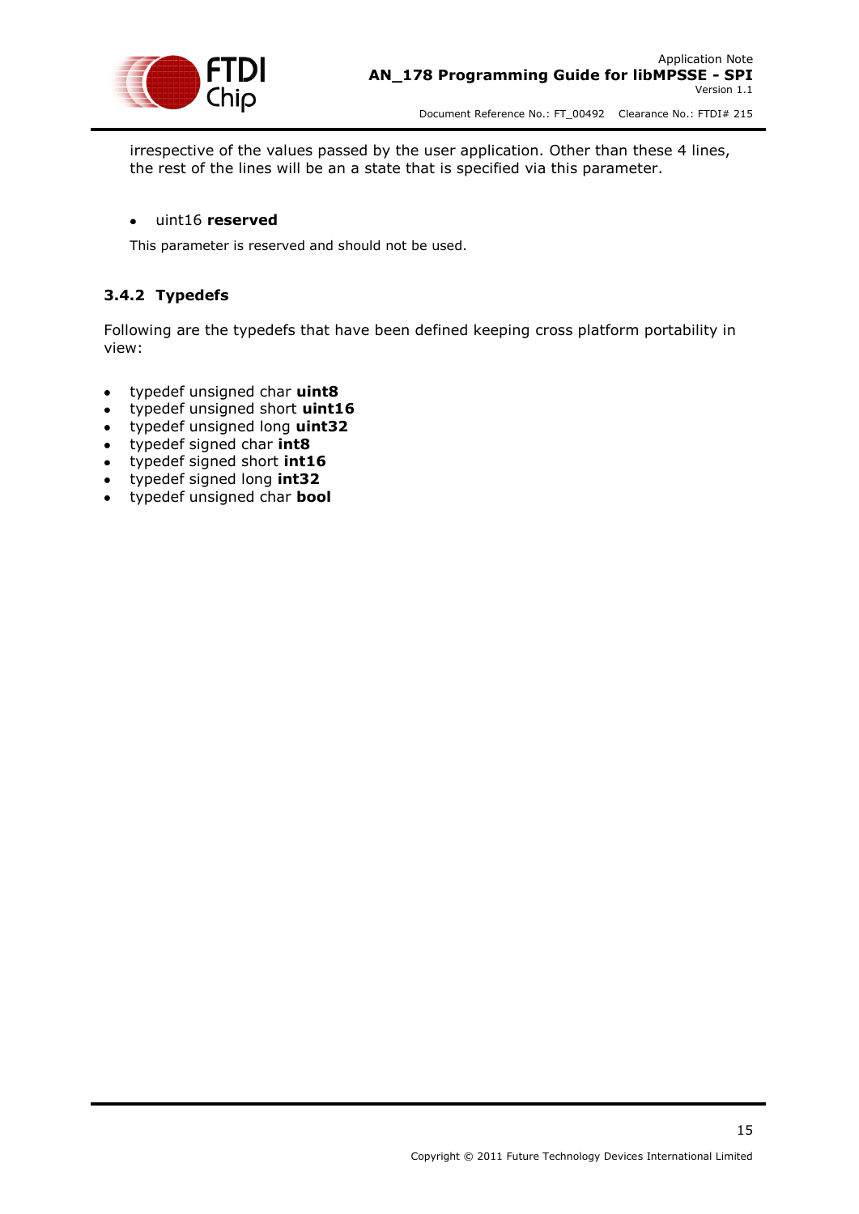irrespective of the values passed by the user application. Other than these 4 lines, the rest of the lines will be an a state that is specified via this parameter.

- uint16 **reserved**

This parameter is reserved and should not be used.

### 3.4.2 Typedefs

Following are the typedefs that have been defined keeping cross platform portability in view:

- typedef unsigned char **uint8**
- typedef unsigned short **uint16**
- typedef unsigned long **uint32**
- typedef signed char **int8**
- typedef signed short **int16**
- typedef signed long **int32**
- typedef unsigned char **bool**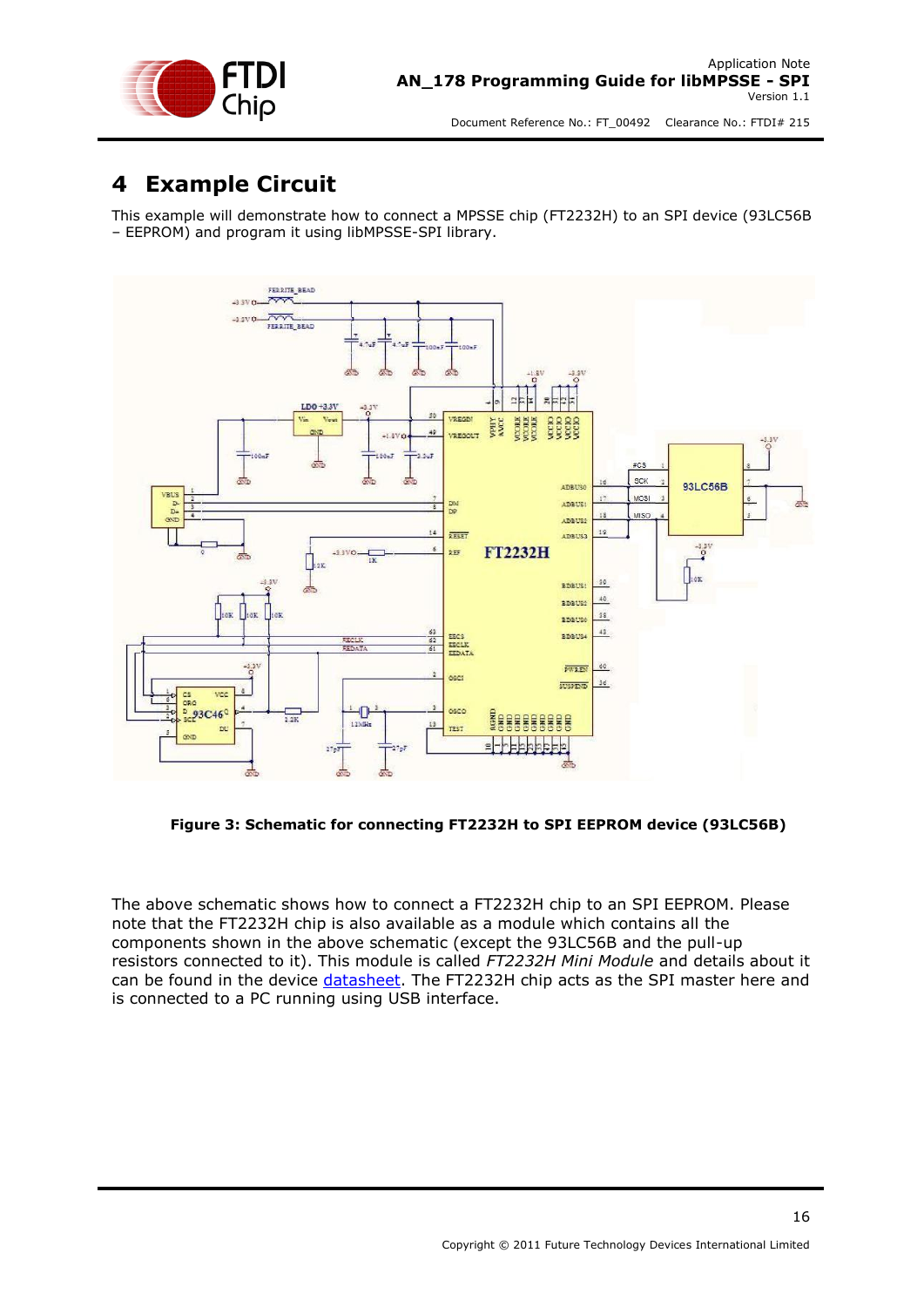# 4 Example Circuit

This example will demonstrate how to connect a MPSSE chip (FT2232H) to an SPI device (93LC56B – EEPROM) and program it using libMPSSE-SPI library.

**Figure 3: Schematic for connecting FT2232H to SPI EEPROM device (93LC56B)**

The above schematic shows how to connect a FT2232H chip to an SPI EEPROM. Please note that the FT2232H chip is also available as a module which contains all the components shown in the above schematic (except the 93LC56B and the pull-up resistors connected to it). This module is called *FT2232H Mini Module* and details about it can be found in the device datasheet. The FT2232H chip acts as the SPI master here and is connected to a PC running using USB interface.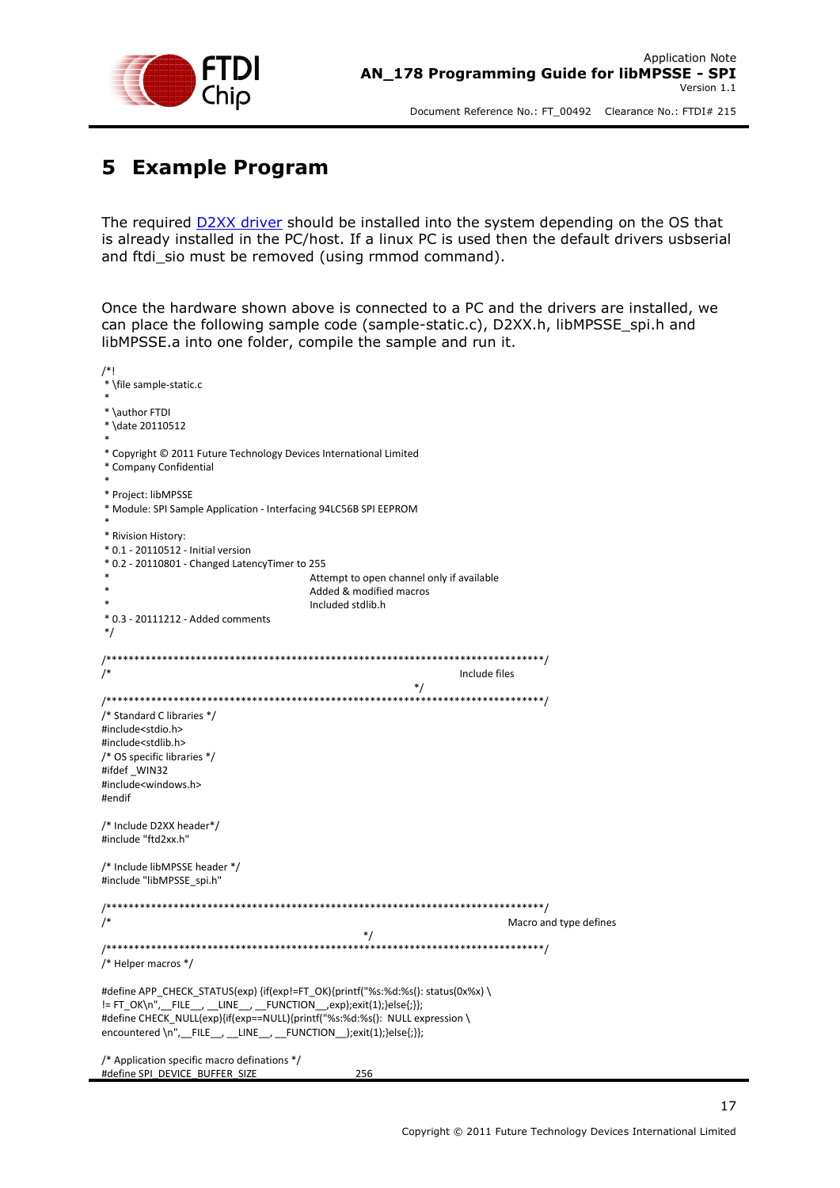# 5 Example Program

The required D2XX driver should be installed into the system depending on the OS that is already installed in the PC/host. If a linux PC is used then the default drivers usbserial and ftdi_sio must be removed (using rmmod command).

Once the hardware shown above is connected to a PC and the drivers are installed, we can place the following sample code (sample-static.c), D2XX.h, libMPSSE_spi.h and libMPSSE.a into one folder, compile the sample and run it.

```
/*!
 * \file sample-static.c
 *
 * \author FTDI
 * \date 20110512
 *
 * Copyright © 2011 Future Technology Devices International Limited
 * Company Confidential
 *
 * Project: libMPSSE
 * Module: SPI Sample Application - Interfacing 94LC56B SPI EEPROM
 *
 * Rivision History:
 * 0.1 - 20110512 - Initial version
 * 0.2 - 20110801 - Changed LatencyTimer to 255
 *                                  Attempt to open channel only if available
 *                                  Added & modified macros
 *                                  Included stdlib.h
 * 0.3 - 20111212 - Added comments
 */

/******************************************************************************/
/*                                                          Include files
                                                     */
/******************************************************************************/
/* Standard C libraries */
#include<stdio.h>
#include<stdlib.h>
/* OS specific libraries */
#ifdef _WIN32
#include<windows.h>
#endif

/* Include D2XX header*/
#include "ftd2xx.h"

/* Include libMPSSE header */
#include "libMPSSE_spi.h"

/******************************************************************************/
/*                                                                 Macro and type defines
                                              */
/******************************************************************************/
/* Helper macros */

#define APP_CHECK_STATUS(exp) {if(exp!=FT_OK){printf("%s:%d:%s(): status(0x%x) \
!= FT_OK\n",__FILE__, __LINE__, __FUNCTION__,exp);exit(1);}else{;}};
#define CHECK_NULL(exp){if(exp==NULL){printf("%s:%d:%s():  NULL expression \
encountered \n",__FILE__, __LINE__, __FUNCTION__);exit(1);}else{;}};

/* Application specific macro definations */
#define SPI_DEVICE_BUFFER_SIZE                    256
```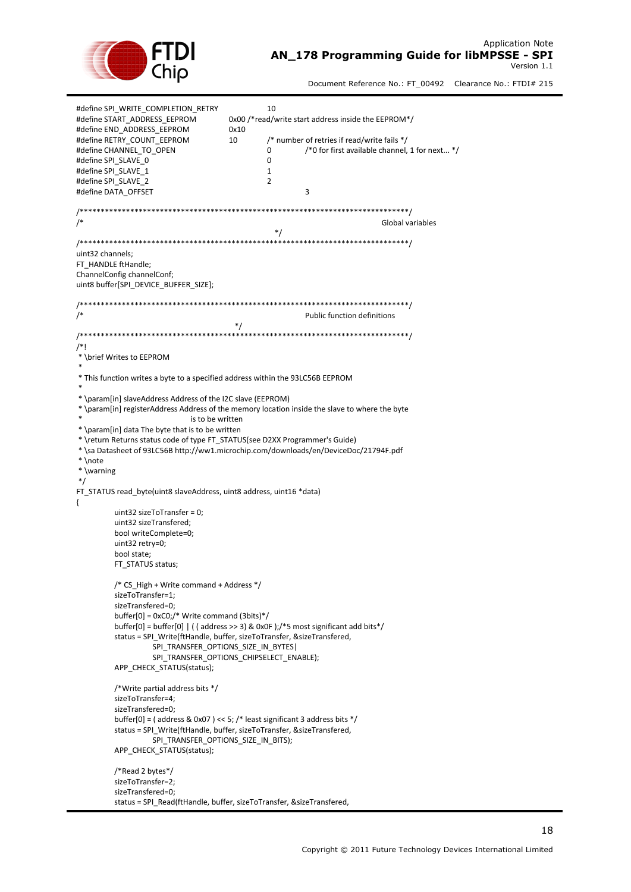```
#define SPI_WRITE_COMPLETION_RETRY          10
#define START_ADDRESS_EEPROM        0x00 /*read/write start address inside the EEPROM*/
#define END_ADDRESS_EEPROM          0x10
#define RETRY_COUNT_EEPROM          10      /* number of retries if read/write fails */
#define CHANNEL_TO_OPEN                     0       /*0 for first available channel, 1 for next... */
#define SPI_SLAVE_0                         0
#define SPI_SLAVE_1                         1
#define SPI_SLAVE_2                         2
#define DATA_OFFSET                                 3

/******************************************************************************/
/*                                                              Global variables
                                        */
/******************************************************************************/
uint32 channels;
FT_HANDLE ftHandle;
ChannelConfig channelConf;
uint8 buffer[SPI_DEVICE_BUFFER_SIZE];

/******************************************************************************/
/*                                                      Public function definitions
                                */
/******************************************************************************/
/*!
 * \brief Writes to EEPROM
 *
 * This function writes a byte to a specified address within the 93LC56B EEPROM
 *
 * \param[in] slaveAddress Address of the I2C slave (EEPROM)
 * \param[in] registerAddress Address of the memory location inside the slave to where the byte
 *                              is to be written
 * \param[in] data The byte that is to be written
 * \return Returns status code of type FT_STATUS(see D2XX Programmer's Guide)
 * \sa Datasheet of 93LC56B http://ww1.microchip.com/downloads/en/DeviceDoc/21794F.pdf
 * \note
 * \warning
 */
FT_STATUS read_byte(uint8 slaveAddress, uint8 address, uint16 *data)
{
        uint32 sizeToTransfer = 0;
        uint32 sizeTransfered;
        bool writeComplete=0;
        uint32 retry=0;
        bool state;
        FT_STATUS status;

        /* CS_High + Write command + Address */
        sizeToTransfer=1;
        sizeTransfered=0;
        buffer[0] = 0xC0;/* Write command (3bits)*/
        buffer[0] = buffer[0] | ( ( address >> 3) & 0x0F );/*5 most significant add bits*/
        status = SPI_Write(ftHandle, buffer, sizeToTransfer, &sizeTransfered,
                SPI_TRANSFER_OPTIONS_SIZE_IN_BYTES|
                SPI_TRANSFER_OPTIONS_CHIPSELECT_ENABLE);
        APP_CHECK_STATUS(status);

        /*Write partial address bits */
        sizeToTransfer=4;
        sizeTransfered=0;
        buffer[0] = ( address & 0x07 ) << 5; /* least significant 3 address bits */
        status = SPI_Write(ftHandle, buffer, sizeToTransfer, &sizeTransfered,
                SPI_TRANSFER_OPTIONS_SIZE_IN_BITS);
        APP_CHECK_STATUS(status);

        /*Read 2 bytes*/
        sizeToTransfer=2;
        sizeTransfered=0;
        status = SPI_Read(ftHandle, buffer, sizeToTransfer, &sizeTransfered,
```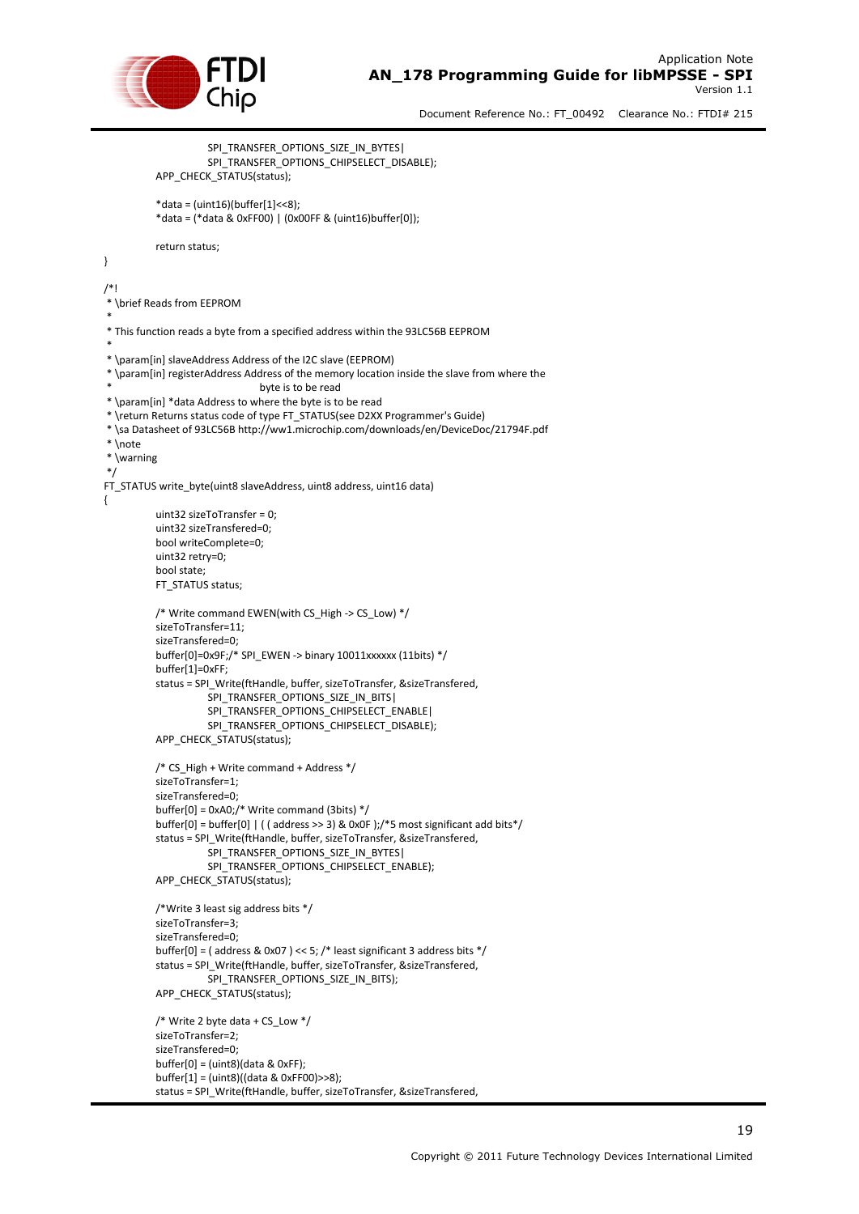```
                        SPI_TRANSFER_OPTIONS_SIZE_IN_BYTES|
                        SPI_TRANSFER_OPTIONS_CHIPSELECT_DISABLE);
        APP_CHECK_STATUS(status);

        *data = (uint16)(buffer[1]<<8);
        *data = (*data & 0xFF00) | (0x00FF & (uint16)buffer[0]);

        return status;
}

/*!
 * \brief Reads from EEPROM
 *
 * This function reads a byte from a specified address within the 93LC56B EEPROM
 *
 * \param[in] slaveAddress Address of the I2C slave (EEPROM)
 * \param[in] registerAddress Address of the memory location inside the slave from where the
 *                          byte is to be read
 * \param[in] *data Address to where the byte is to be read
 * \return Returns status code of type FT_STATUS(see D2XX Programmer's Guide)
 * \sa Datasheet of 93LC56B http://ww1.microchip.com/downloads/en/DeviceDoc/21794F.pdf
 * \note
 * \warning
 */
FT_STATUS write_byte(uint8 slaveAddress, uint8 address, uint16 data)
{
        uint32 sizeToTransfer = 0;
        uint32 sizeTransfered=0;
        bool writeComplete=0;
        uint32 retry=0;
        bool state;
        FT_STATUS status;

        /* Write command EWEN(with CS_High -> CS_Low) */
        sizeToTransfer=11;
        sizeTransfered=0;
        buffer[0]=0x9F;/* SPI_EWEN -> binary 10011xxxxxx (11bits) */
        buffer[1]=0xFF;
        status = SPI_Write(ftHandle, buffer, sizeToTransfer, &sizeTransfered,
                        SPI_TRANSFER_OPTIONS_SIZE_IN_BITS|
                        SPI_TRANSFER_OPTIONS_CHIPSELECT_ENABLE|
                        SPI_TRANSFER_OPTIONS_CHIPSELECT_DISABLE);
        APP_CHECK_STATUS(status);

        /* CS_High + Write command + Address */
        sizeToTransfer=1;
        sizeTransfered=0;
        buffer[0] = 0xA0;/* Write command (3bits) */
        buffer[0] = buffer[0] | ( ( address >> 3) & 0x0F );/*5 most significant add bits*/
        status = SPI_Write(ftHandle, buffer, sizeToTransfer, &sizeTransfered,
                        SPI_TRANSFER_OPTIONS_SIZE_IN_BYTES|
                        SPI_TRANSFER_OPTIONS_CHIPSELECT_ENABLE);
        APP_CHECK_STATUS(status);

        /*Write 3 least sig address bits */
        sizeToTransfer=3;
        sizeTransfered=0;
        buffer[0] = ( address & 0x07 ) << 5; /* least significant 3 address bits */
        status = SPI_Write(ftHandle, buffer, sizeToTransfer, &sizeTransfered,
                        SPI_TRANSFER_OPTIONS_SIZE_IN_BITS);
        APP_CHECK_STATUS(status);

        /* Write 2 byte data + CS_Low */
        sizeToTransfer=2;
        sizeTransfered=0;
        buffer[0] = (uint8)(data & 0xFF);
        buffer[1] = (uint8)((data & 0xFF00)>>8);
        status = SPI_Write(ftHandle, buffer, sizeToTransfer, &sizeTransfered,
```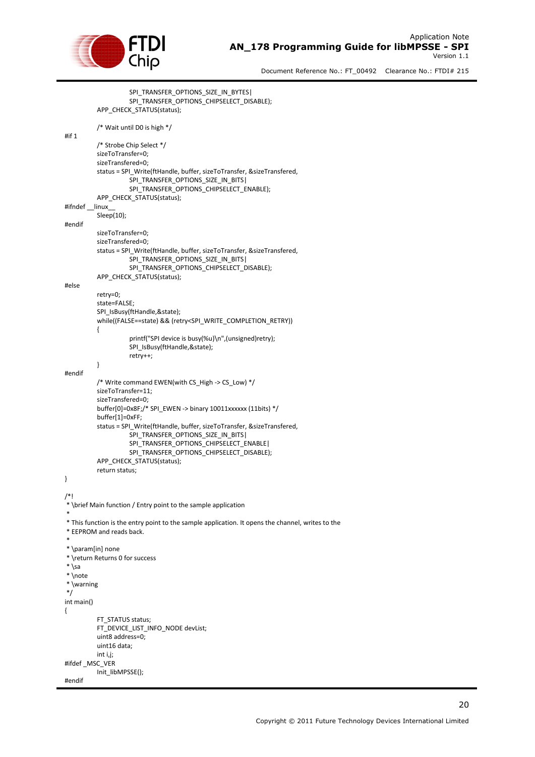```
			SPI_TRANSFER_OPTIONS_SIZE_IN_BYTES|
			SPI_TRANSFER_OPTIONS_CHIPSELECT_DISABLE);
		APP_CHECK_STATUS(status);

		/* Wait until D0 is high */
#if 1
		/* Strobe Chip Select */
		sizeToTransfer=0;
		sizeTransfered=0;
		status = SPI_Write(ftHandle, buffer, sizeToTransfer, &sizeTransfered,
			SPI_TRANSFER_OPTIONS_SIZE_IN_BITS|
			SPI_TRANSFER_OPTIONS_CHIPSELECT_ENABLE);
		APP_CHECK_STATUS(status);
#ifndef __linux__
		Sleep(10);
#endif
		sizeToTransfer=0;
		sizeTransfered=0;
		status = SPI_Write(ftHandle, buffer, sizeToTransfer, &sizeTransfered,
			SPI_TRANSFER_OPTIONS_SIZE_IN_BITS|
			SPI_TRANSFER_OPTIONS_CHIPSELECT_DISABLE);
		APP_CHECK_STATUS(status);
#else
		retry=0;
		state=FALSE;
		SPI_IsBusy(ftHandle,&state);
		while((FALSE==state) && (retry<SPI_WRITE_COMPLETION_RETRY))
		{
			printf("SPI device is busy(%u)\n",(unsigned)retry);
			SPI_IsBusy(ftHandle,&state);
			retry++;
		}
#endif
		/* Write command EWEN(with CS_High -> CS_Low) */
		sizeToTransfer=11;
		sizeTransfered=0;
		buffer[0]=0x8F;/* SPI_EWEN -> binary 10011xxxxxx (11bits) */
		buffer[1]=0xFF;
		status = SPI_Write(ftHandle, buffer, sizeToTransfer, &sizeTransfered,
			SPI_TRANSFER_OPTIONS_SIZE_IN_BITS|
			SPI_TRANSFER_OPTIONS_CHIPSELECT_ENABLE|
			SPI_TRANSFER_OPTIONS_CHIPSELECT_DISABLE);
		APP_CHECK_STATUS(status);
		return status;
}

/*!
 * \brief Main function / Entry point to the sample application
 *
 * This function is the entry point to the sample application. It opens the channel, writes to the
 * EEPROM and reads back.
 *
 * \param[in] none
 * \return Returns 0 for success
 * \sa
 * \note
 * \warning
 */
int main()
{
		FT_STATUS status;
		FT_DEVICE_LIST_INFO_NODE devList;
		uint8 address=0;
		uint16 data;
		int i,j;
#ifdef _MSC_VER
		Init_libMPSSE();
#endif
```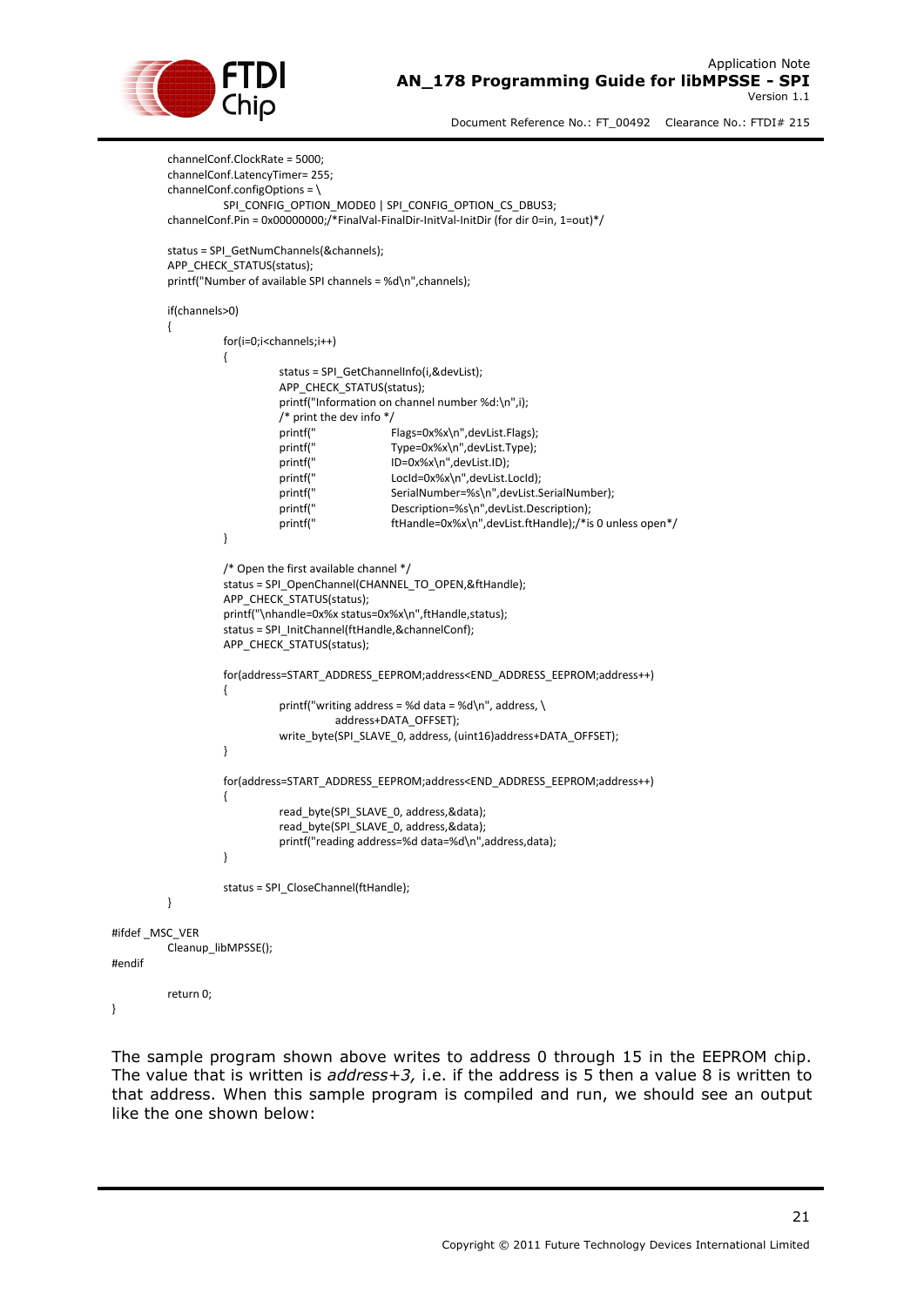```
	channelConf.ClockRate = 5000;
	channelConf.LatencyTimer= 255;
	channelConf.configOptions = \
		SPI_CONFIG_OPTION_MODE0 | SPI_CONFIG_OPTION_CS_DBUS3;
	channelConf.Pin = 0x00000000;/*FinalVal-FinalDir-InitVal-InitDir (for dir 0=in, 1=out)*/

	status = SPI_GetNumChannels(&channels);
	APP_CHECK_STATUS(status);
	printf("Number of available SPI channels = %d\n",channels);

	if(channels>0)
	{
		for(i=0;i<channels;i++)
		{
			status = SPI_GetChannelInfo(i,&devList);
			APP_CHECK_STATUS(status);
			printf("Information on channel number %d:\n",i);
			/* print the dev info */
			printf("		Flags=0x%x\n",devList.Flags);
			printf("		Type=0x%x\n",devList.Type);
			printf("		ID=0x%x\n",devList.ID);
			printf("		LocId=0x%x\n",devList.LocId);
			printf("		SerialNumber=%s\n",devList.SerialNumber);
			printf("		Description=%s\n",devList.Description);
			printf("		ftHandle=0x%x\n",devList.ftHandle);/*is 0 unless open*/
		}

		/* Open the first available channel */
		status = SPI_OpenChannel(CHANNEL_TO_OPEN,&ftHandle);
		APP_CHECK_STATUS(status);
		printf("\nhandle=0x%x status=0x%x\n",ftHandle,status);
		status = SPI_InitChannel(ftHandle,&channelConf);
		APP_CHECK_STATUS(status);

		for(address=START_ADDRESS_EEPROM;address<END_ADDRESS_EEPROM;address++)
		{
			printf("writing address = %d data = %d\n", address, \
				address+DATA_OFFSET);
			write_byte(SPI_SLAVE_0, address, (uint16)address+DATA_OFFSET);
		}

		for(address=START_ADDRESS_EEPROM;address<END_ADDRESS_EEPROM;address++)
		{
			read_byte(SPI_SLAVE_0, address,&data);
			read_byte(SPI_SLAVE_0, address,&data);
			printf("reading address=%d data=%d\n",address,data);
		}

		status = SPI_CloseChannel(ftHandle);
	}

#ifdef _MSC_VER
	Cleanup_libMPSSE();
#endif

	return 0;
}
```

The sample program shown above writes to address 0 through 15 in the EEPROM chip. The value that is written is *address+3,* i.e. if the address is 5 then a value 8 is written to that address. When this sample program is compiled and run, we should see an output like the one shown below: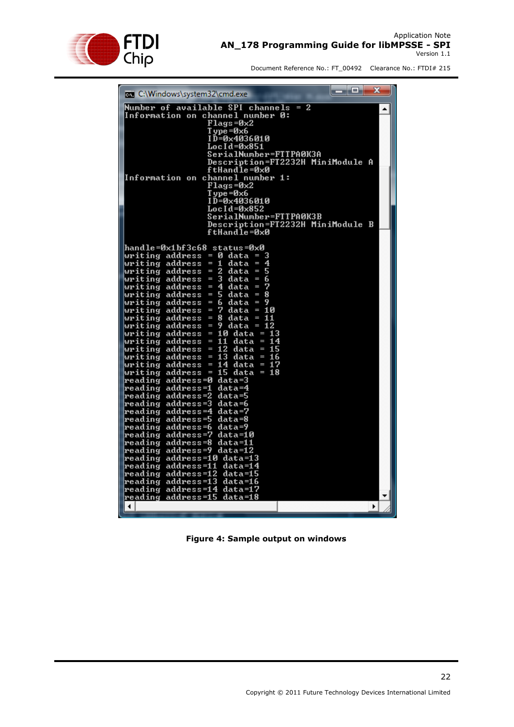```
Number of available SPI channels = 2
Information on channel number 0:
                Flags=0x2
                Type=0x6
                ID=0x4036010
                LocId=0x851
                SerialNumber=FTTPA0K3A
                Description=FT2232H MiniModule A
                ftHandle=0x0
Information on channel number 1:
                Flags=0x2
                Type=0x6
                ID=0x4036010
                LocId=0x852
                SerialNumber=FTTPA0K3B
                Description=FT2232H MiniModule B
                ftHandle=0x0

handle=0x1bf3c68 status=0x0
writing address = 0 data = 3
writing address = 1 data = 4
writing address = 2 data = 5
writing address = 3 data = 6
writing address = 4 data = 7
writing address = 5 data = 8
writing address = 6 data = 9
writing address = 7 data = 10
writing address = 8 data = 11
writing address = 9 data = 12
writing address = 10 data = 13
writing address = 11 data = 14
writing address = 12 data = 15
writing address = 13 data = 16
writing address = 14 data = 17
writing address = 15 data = 18
reading address=0 data=3
reading address=1 data=4
reading address=2 data=5
reading address=3 data=6
reading address=4 data=7
reading address=5 data=8
reading address=6 data=9
reading address=7 data=10
reading address=8 data=11
reading address=9 data=12
reading address=10 data=13
reading address=11 data=14
reading address=12 data=15
reading address=13 data=16
reading address=14 data=17
reading address=15 data=18
```

**Figure 4: Sample output on windows**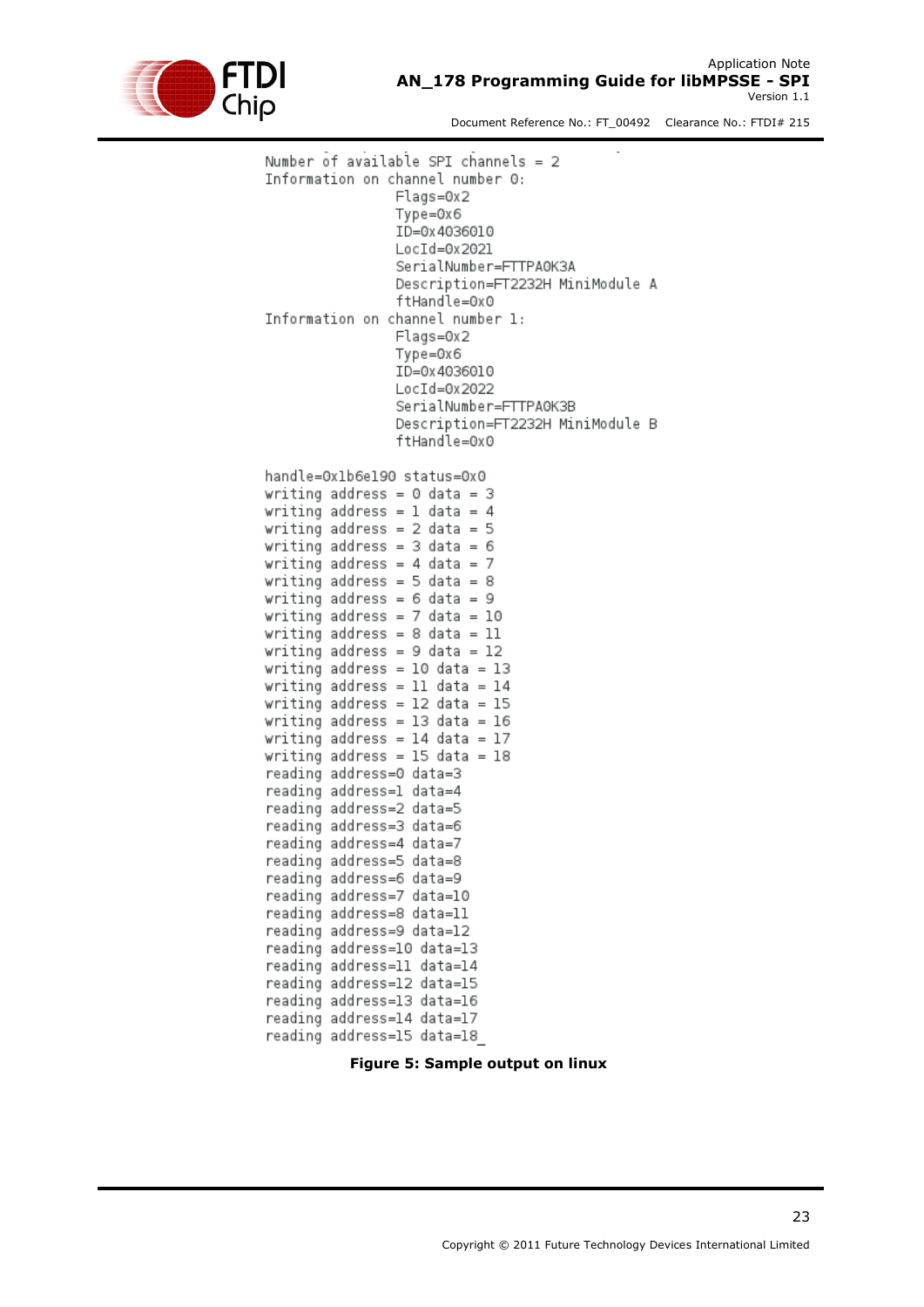```
Number of available SPI channels = 2
Information on channel number 0:
                    Flags=0x2
                    Type=0x6
                    ID=0x4036010
                    LocId=0x2021
                    SerialNumber=FTTPA0K3A
                    Description=FT2232H MiniModule A
                    ftHandle=0x0
Information on channel number 1:
                    Flags=0x2
                    Type=0x6
                    ID=0x4036010
                    LocId=0x2022
                    SerialNumber=FTTPA0K3B
                    Description=FT2232H MiniModule B
                    ftHandle=0x0

handle=0x1b6e190 status=0x0
writing address = 0 data = 3
writing address = 1 data = 4
writing address = 2 data = 5
writing address = 3 data = 6
writing address = 4 data = 7
writing address = 5 data = 8
writing address = 6 data = 9
writing address = 7 data = 10
writing address = 8 data = 11
writing address = 9 data = 12
writing address = 10 data = 13
writing address = 11 data = 14
writing address = 12 data = 15
writing address = 13 data = 16
writing address = 14 data = 17
writing address = 15 data = 18
reading address=0 data=3
reading address=1 data=4
reading address=2 data=5
reading address=3 data=6
reading address=4 data=7
reading address=5 data=8
reading address=6 data=9
reading address=7 data=10
reading address=8 data=11
reading address=9 data=12
reading address=10 data=13
reading address=11 data=14
reading address=12 data=15
reading address=13 data=16
reading address=14 data=17
reading address=15 data=18_
```

**Figure 5: Sample output on linux**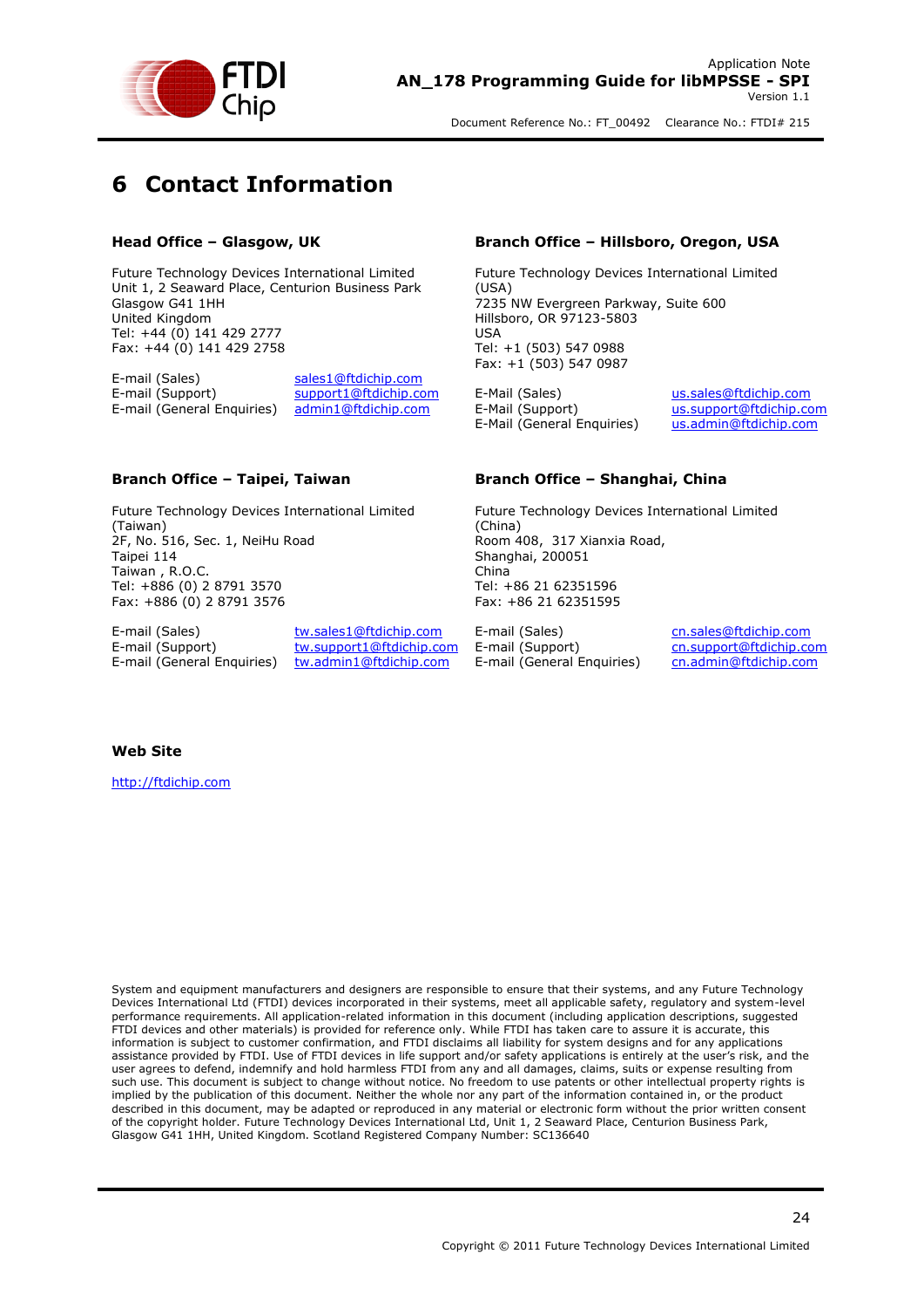# 6 Contact Information

### Head Office – Glasgow, UK

Future Technology Devices International Limited
Unit 1, 2 Seaward Place, Centurion Business Park
Glasgow G41 1HH
United Kingdom
Tel: +44 (0) 141 429 2777
Fax: +44 (0) 141 429 2758

| | |
|---|---|
| E-mail (Sales) | sales1@ftdichip.com |
| E-mail (Support) | support1@ftdichip.com |
| E-mail (General Enquiries) | admin1@ftdichip.com |

### Branch Office – Hillsboro, Oregon, USA

Future Technology Devices International Limited (USA)
7235 NW Evergreen Parkway, Suite 600
Hillsboro, OR 97123-5803
USA
Tel: +1 (503) 547 0988
Fax: +1 (503) 547 0987

| | |
|---|---|
| E-Mail (Sales) | us.sales@ftdichip.com |
| E-Mail (Support) | us.support@ftdichip.com |
| E-Mail (General Enquiries) | us.admin@ftdichip.com |

### Branch Office – Taipei, Taiwan

Future Technology Devices International Limited (Taiwan)
2F, No. 516, Sec. 1, NeiHu Road
Taipei 114
Taiwan , R.O.C.
Tel: +886 (0) 2 8791 3570
Fax: +886 (0) 2 8791 3576

| | |
|---|---|
| E-mail (Sales) | tw.sales1@ftdichip.com |
| E-mail (Support) | tw.support1@ftdichip.com |
| E-mail (General Enquiries) | tw.admin1@ftdichip.com |

### Branch Office – Shanghai, China

Future Technology Devices International Limited (China)
Room 408, 317 Xianxia Road,
Shanghai, 200051
China
Tel: +86 21 62351596
Fax: +86 21 62351595

| | |
|---|---|
| E-mail (Sales) | cn.sales@ftdichip.com |
| E-mail (Support) | cn.support@ftdichip.com |
| E-mail (General Enquiries) | cn.admin@ftdichip.com |

### Web Site

http://ftdichip.com

System and equipment manufacturers and designers are responsible to ensure that their systems, and any Future Technology Devices International Ltd (FTDI) devices incorporated in their systems, meet all applicable safety, regulatory and system-level performance requirements. All application-related information in this document (including application descriptions, suggested FTDI devices and other materials) is provided for reference only. While FTDI has taken care to assure it is accurate, this information is subject to customer confirmation, and FTDI disclaims all liability for system designs and for any applications assistance provided by FTDI. Use of FTDI devices in life support and/or safety applications is entirely at the user's risk, and the user agrees to defend, indemnify and hold harmless FTDI from any and all damages, claims, suits or expense resulting from such use. This document is subject to change without notice. No freedom to use patents or other intellectual property rights is implied by the publication of this document. Neither the whole nor any part of the information contained in, or the product described in this document, may be adapted or reproduced in any material or electronic form without the prior written consent of the copyright holder. Future Technology Devices International Ltd, Unit 1, 2 Seaward Place, Centurion Business Park, Glasgow G41 1HH, United Kingdom. Scotland Registered Company Number: SC136640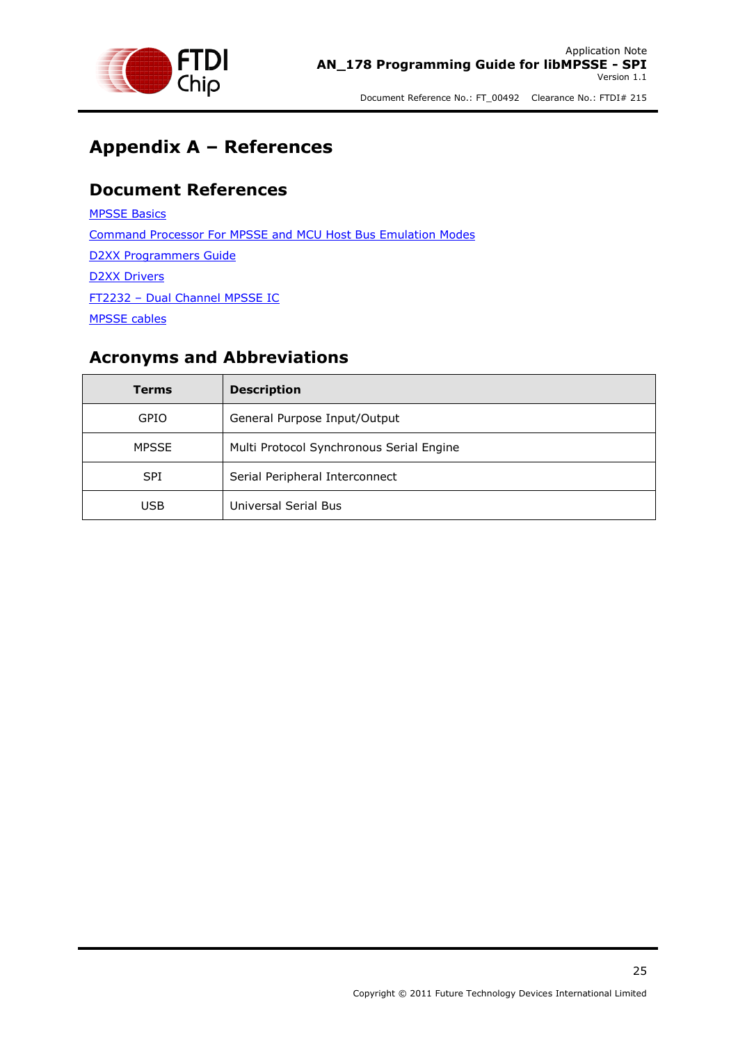# Appendix A – References

## Document References

MPSSE Basics

Command Processor For MPSSE and MCU Host Bus Emulation Modes

D2XX Programmers Guide

D2XX Drivers

FT2232 – Dual Channel MPSSE IC

MPSSE cables

## Acronyms and Abbreviations

| Terms | Description |
|---|---|
| GPIO | General Purpose Input/Output |
| MPSSE | Multi Protocol Synchronous Serial Engine |
| SPI | Serial Peripheral Interconnect |
| USB | Universal Serial Bus |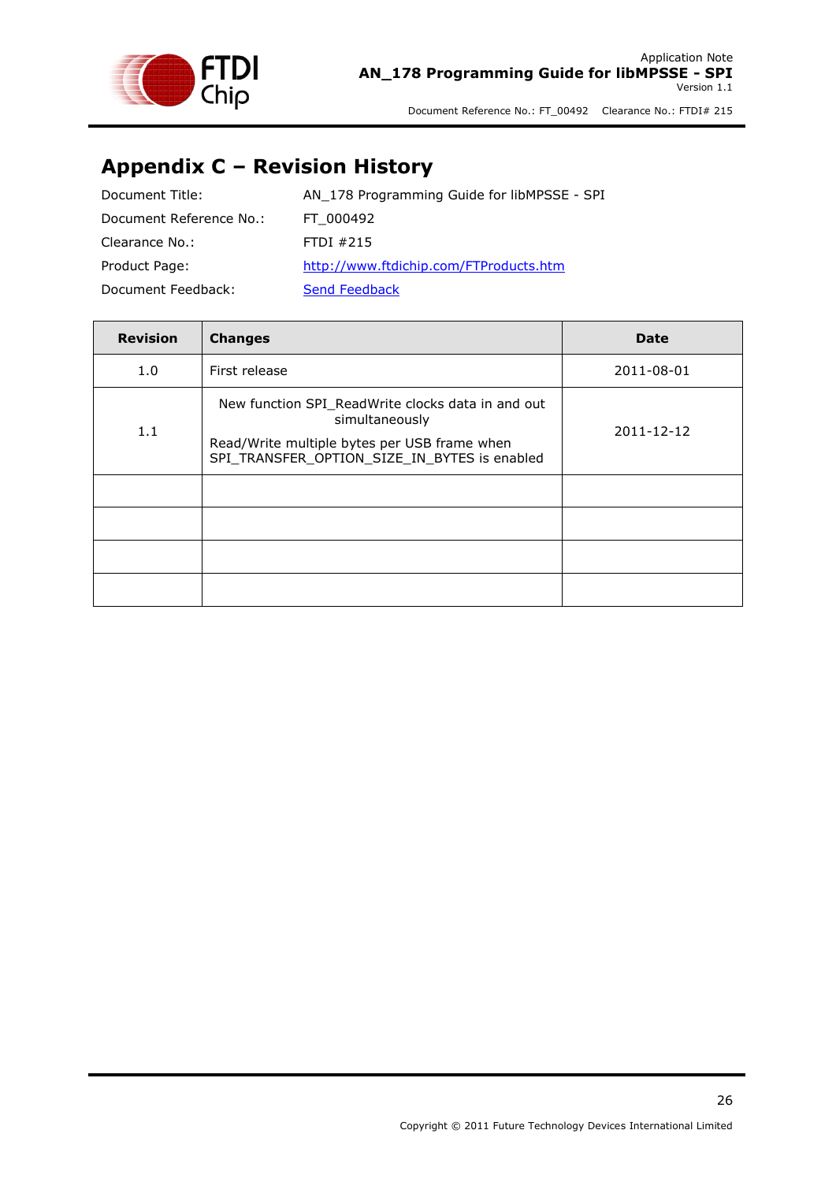# Appendix C – Revision History

| | |
|---|---|
| Document Title: | AN_178 Programming Guide for libMPSSE - SPI |
| Document Reference No.: | FT_000492 |
| Clearance No.: | FTDI #215 |
| Product Page: | [http://www.ftdichip.com/FTProducts.htm](http://www.ftdichip.com/FTProducts.htm) |
| Document Feedback: | Send Feedback |

| Revision | Changes | Date |
|---|---|---|
| 1.0 | First release | 2011-08-01 |
| 1.1 | New function SPI_ReadWrite clocks data in and out simultaneously<br>Read/Write multiple bytes per USB frame when SPI_TRANSFER_OPTION_SIZE_IN_BYTES is enabled | 2011-12-12 |
| | | |
| | | |
| | | |
| | | |